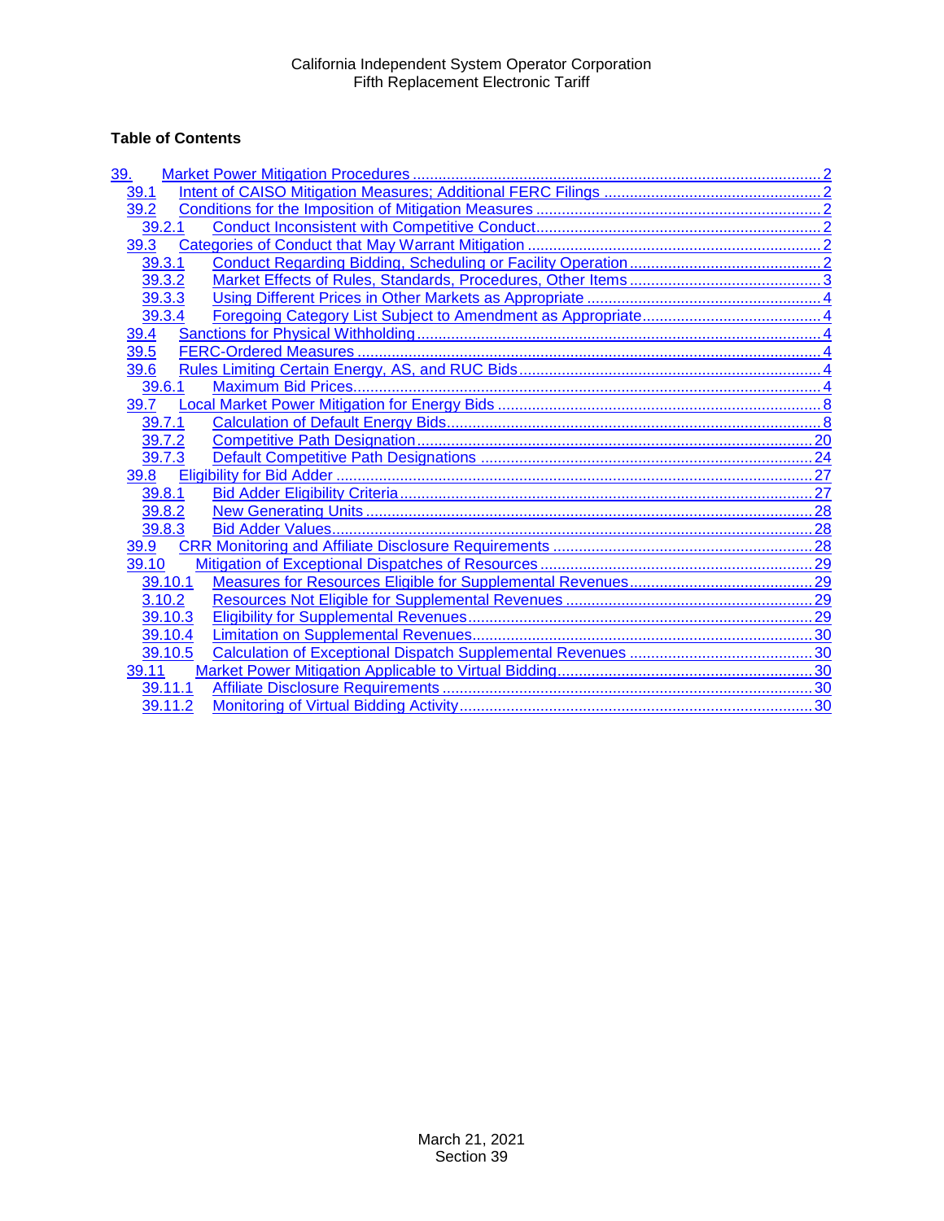California Independent System Operator Corporation
Fifth Replacement Electronic Tariff

**Table of Contents**

39. Market Power Mitigation Procedures ... 2
- 39.1 Intent of CAISO Mitigation Measures; Additional FERC Filings ... 2
- 39.2 Conditions for the Imposition of Mitigation Measures ... 2
  - 39.2.1 Conduct Inconsistent with Competitive Conduct ... 2
- 39.3 Categories of Conduct that May Warrant Mitigation ... 2
  - 39.3.1 Conduct Regarding Bidding, Scheduling or Facility Operation ... 2
  - 39.3.2 Market Effects of Rules, Standards, Procedures, Other Items ... 3
  - 39.3.3 Using Different Prices in Other Markets as Appropriate ... 4
  - 39.3.4 Foregoing Category List Subject to Amendment as Appropriate ... 4
- 39.4 Sanctions for Physical Withholding ... 4
- 39.5 FERC-Ordered Measures ... 4
- 39.6 Rules Limiting Certain Energy, AS, and RUC Bids ... 4
  - 39.6.1 Maximum Bid Prices ... 4
- 39.7 Local Market Power Mitigation for Energy Bids ... 8
  - 39.7.1 Calculation of Default Energy Bids ... 8
  - 39.7.2 Competitive Path Designation ... 20
  - 39.7.3 Default Competitive Path Designations ... 24
- 39.8 Eligibility for Bid Adder ... 27
  - 39.8.1 Bid Adder Eligibility Criteria ... 27
  - 39.8.2 New Generating Units ... 28
  - 39.8.3 Bid Adder Values ... 28
- 39.9 CRR Monitoring and Affiliate Disclosure Requirements ... 28
- 39.10 Mitigation of Exceptional Dispatches of Resources ... 29
  - 39.10.1 Measures for Resources Eligible for Supplemental Revenues ... 29
  - 3.10.2 Resources Not Eligible for Supplemental Revenues ... 29
  - 39.10.3 Eligibility for Supplemental Revenues ... 29
  - 39.10.4 Limitation on Supplemental Revenues ... 30
  - 39.10.5 Calculation of Exceptional Dispatch Supplemental Revenues ... 30
- 39.11 Market Power Mitigation Applicable to Virtual Bidding ... 30
  - 39.11.1 Affiliate Disclosure Requirements ... 30
  - 39.11.2 Monitoring of Virtual Bidding Activity ... 30

March 21, 2021
Section 39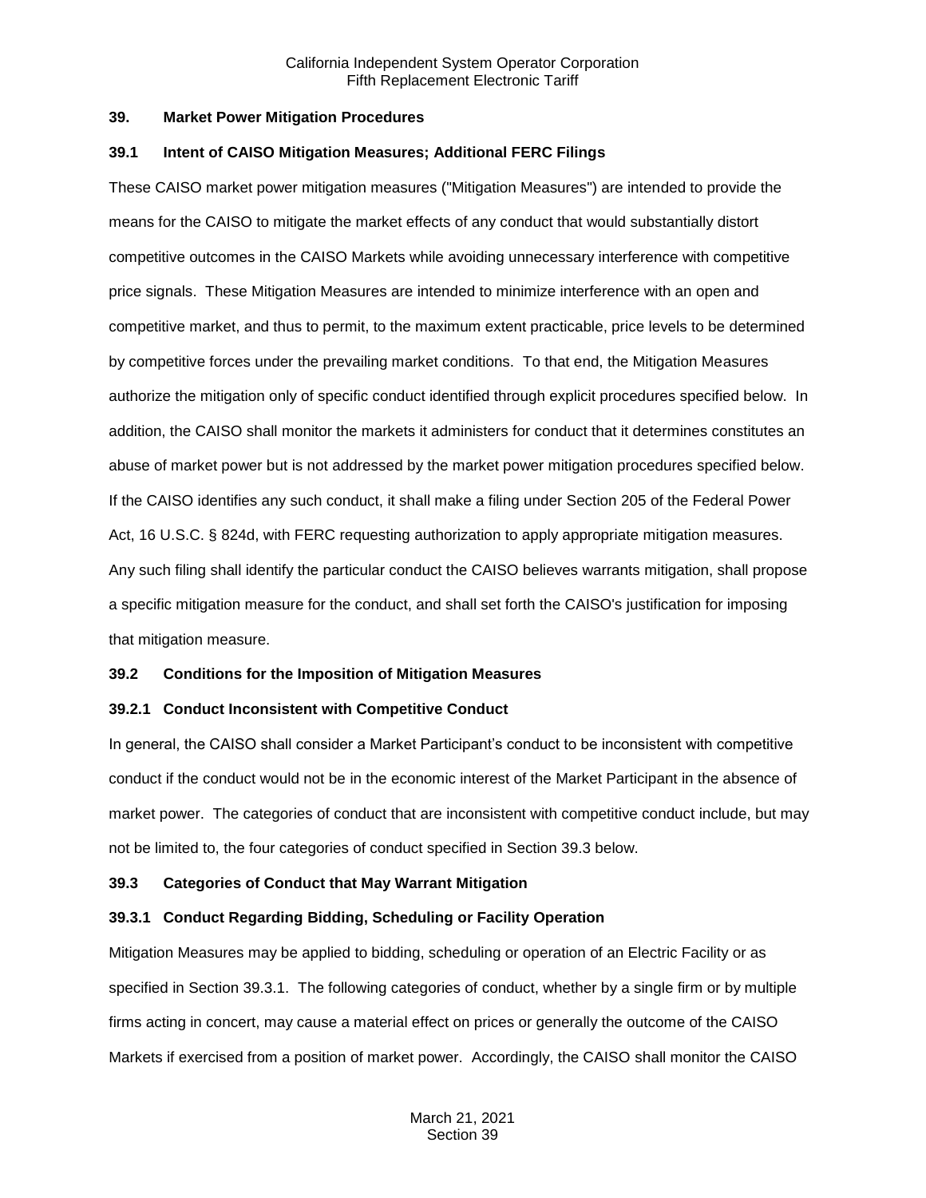## 39. Market Power Mitigation Procedures

### 39.1 Intent of CAISO Mitigation Measures; Additional FERC Filings

These CAISO market power mitigation measures ("Mitigation Measures") are intended to provide the means for the CAISO to mitigate the market effects of any conduct that would substantially distort competitive outcomes in the CAISO Markets while avoiding unnecessary interference with competitive price signals. These Mitigation Measures are intended to minimize interference with an open and competitive market, and thus to permit, to the maximum extent practicable, price levels to be determined by competitive forces under the prevailing market conditions. To that end, the Mitigation Measures authorize the mitigation only of specific conduct identified through explicit procedures specified below. In addition, the CAISO shall monitor the markets it administers for conduct that it determines constitutes an abuse of market power but is not addressed by the market power mitigation procedures specified below. If the CAISO identifies any such conduct, it shall make a filing under Section 205 of the Federal Power Act, 16 U.S.C. § 824d, with FERC requesting authorization to apply appropriate mitigation measures. Any such filing shall identify the particular conduct the CAISO believes warrants mitigation, shall propose a specific mitigation measure for the conduct, and shall set forth the CAISO's justification for imposing that mitigation measure.

### 39.2 Conditions for the Imposition of Mitigation Measures

#### 39.2.1 Conduct Inconsistent with Competitive Conduct

In general, the CAISO shall consider a Market Participant's conduct to be inconsistent with competitive conduct if the conduct would not be in the economic interest of the Market Participant in the absence of market power. The categories of conduct that are inconsistent with competitive conduct include, but may not be limited to, the four categories of conduct specified in Section 39.3 below.

### 39.3 Categories of Conduct that May Warrant Mitigation

#### 39.3.1 Conduct Regarding Bidding, Scheduling or Facility Operation

Mitigation Measures may be applied to bidding, scheduling or operation of an Electric Facility or as specified in Section 39.3.1. The following categories of conduct, whether by a single firm or by multiple firms acting in concert, may cause a material effect on prices or generally the outcome of the CAISO Markets if exercised from a position of market power. Accordingly, the CAISO shall monitor the CAISO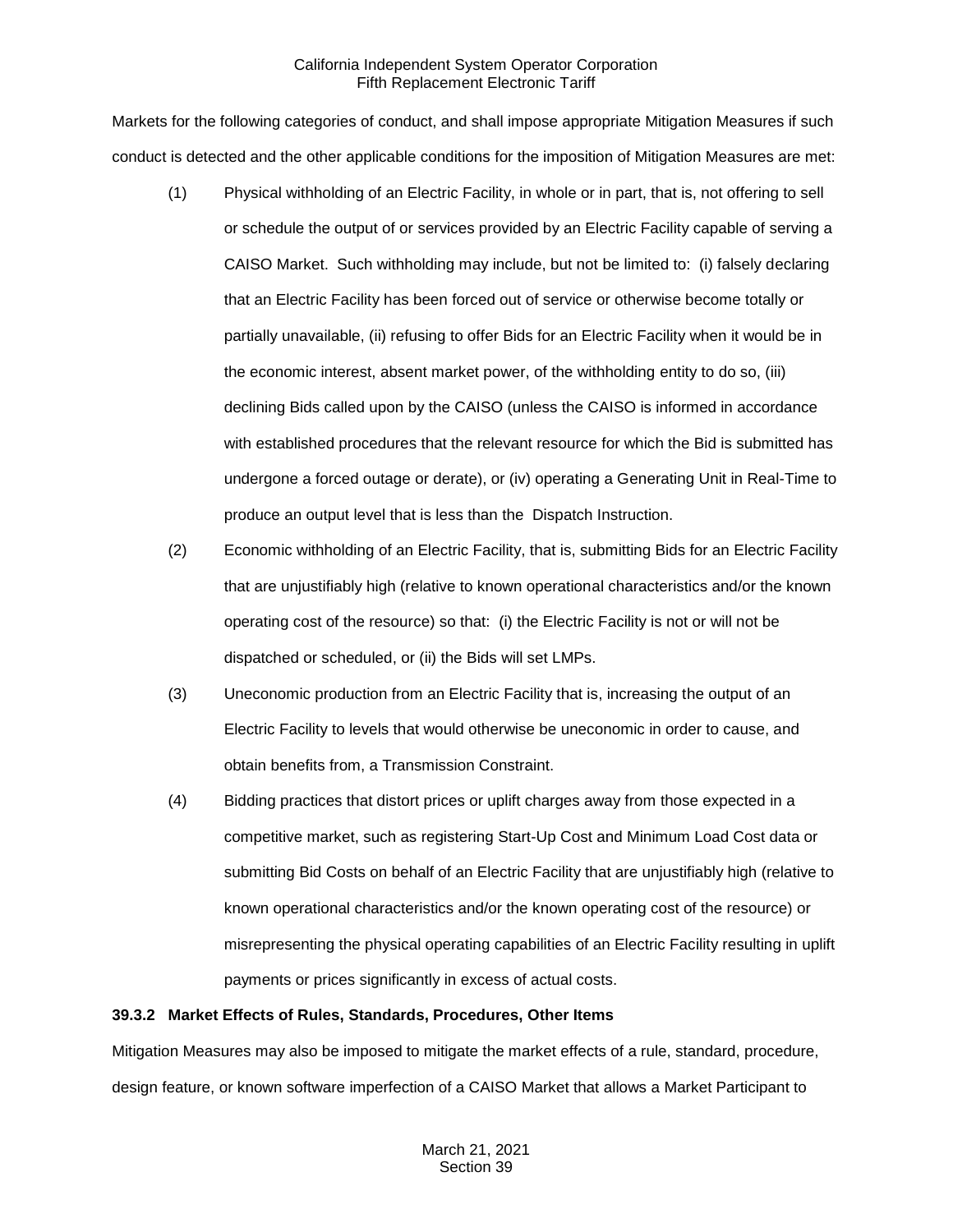Markets for the following categories of conduct, and shall impose appropriate Mitigation Measures if such conduct is detected and the other applicable conditions for the imposition of Mitigation Measures are met:

(1) Physical withholding of an Electric Facility, in whole or in part, that is, not offering to sell or schedule the output of or services provided by an Electric Facility capable of serving a CAISO Market. Such withholding may include, but not be limited to: (i) falsely declaring that an Electric Facility has been forced out of service or otherwise become totally or partially unavailable, (ii) refusing to offer Bids for an Electric Facility when it would be in the economic interest, absent market power, of the withholding entity to do so, (iii) declining Bids called upon by the CAISO (unless the CAISO is informed in accordance with established procedures that the relevant resource for which the Bid is submitted has undergone a forced outage or derate), or (iv) operating a Generating Unit in Real-Time to produce an output level that is less than the Dispatch Instruction.

(2) Economic withholding of an Electric Facility, that is, submitting Bids for an Electric Facility that are unjustifiably high (relative to known operational characteristics and/or the known operating cost of the resource) so that: (i) the Electric Facility is not or will not be dispatched or scheduled, or (ii) the Bids will set LMPs.

(3) Uneconomic production from an Electric Facility that is, increasing the output of an Electric Facility to levels that would otherwise be uneconomic in order to cause, and obtain benefits from, a Transmission Constraint.

(4) Bidding practices that distort prices or uplift charges away from those expected in a competitive market, such as registering Start-Up Cost and Minimum Load Cost data or submitting Bid Costs on behalf of an Electric Facility that are unjustifiably high (relative to known operational characteristics and/or the known operating cost of the resource) or misrepresenting the physical operating capabilities of an Electric Facility resulting in uplift payments or prices significantly in excess of actual costs.

**39.3.2 Market Effects of Rules, Standards, Procedures, Other Items**

Mitigation Measures may also be imposed to mitigate the market effects of a rule, standard, procedure, design feature, or known software imperfection of a CAISO Market that allows a Market Participant to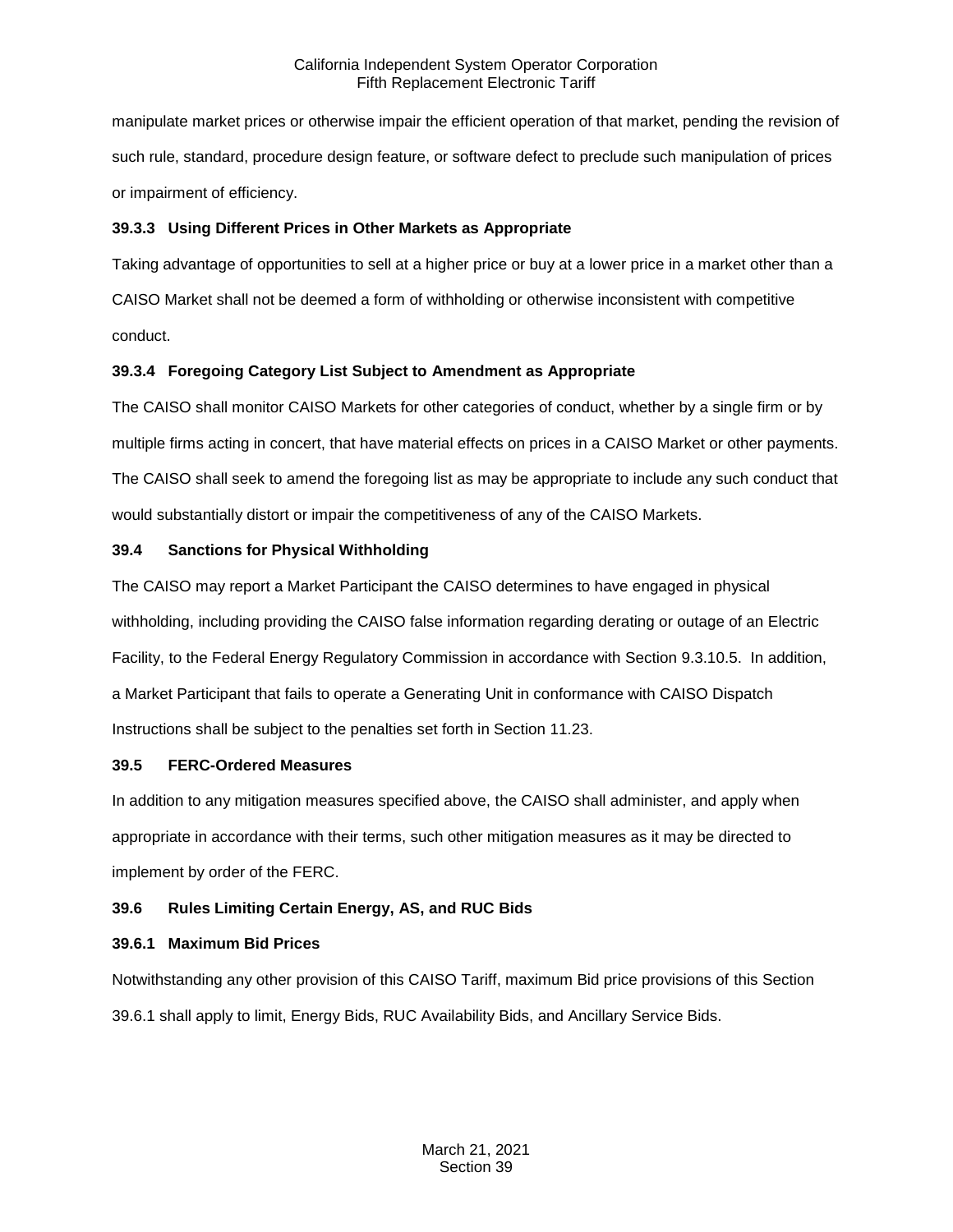manipulate market prices or otherwise impair the efficient operation of that market, pending the revision of such rule, standard, procedure design feature, or software defect to preclude such manipulation of prices or impairment of efficiency.

### 39.3.3 Using Different Prices in Other Markets as Appropriate

Taking advantage of opportunities to sell at a higher price or buy at a lower price in a market other than a CAISO Market shall not be deemed a form of withholding or otherwise inconsistent with competitive conduct.

### 39.3.4 Foregoing Category List Subject to Amendment as Appropriate

The CAISO shall monitor CAISO Markets for other categories of conduct, whether by a single firm or by multiple firms acting in concert, that have material effects on prices in a CAISO Market or other payments. The CAISO shall seek to amend the foregoing list as may be appropriate to include any such conduct that would substantially distort or impair the competitiveness of any of the CAISO Markets.

## 39.4 Sanctions for Physical Withholding

The CAISO may report a Market Participant the CAISO determines to have engaged in physical withholding, including providing the CAISO false information regarding derating or outage of an Electric Facility, to the Federal Energy Regulatory Commission in accordance with Section 9.3.10.5. In addition, a Market Participant that fails to operate a Generating Unit in conformance with CAISO Dispatch Instructions shall be subject to the penalties set forth in Section 11.23.

## 39.5 FERC-Ordered Measures

In addition to any mitigation measures specified above, the CAISO shall administer, and apply when appropriate in accordance with their terms, such other mitigation measures as it may be directed to implement by order of the FERC.

## 39.6 Rules Limiting Certain Energy, AS, and RUC Bids

### 39.6.1 Maximum Bid Prices

Notwithstanding any other provision of this CAISO Tariff, maximum Bid price provisions of this Section 39.6.1 shall apply to limit, Energy Bids, RUC Availability Bids, and Ancillary Service Bids.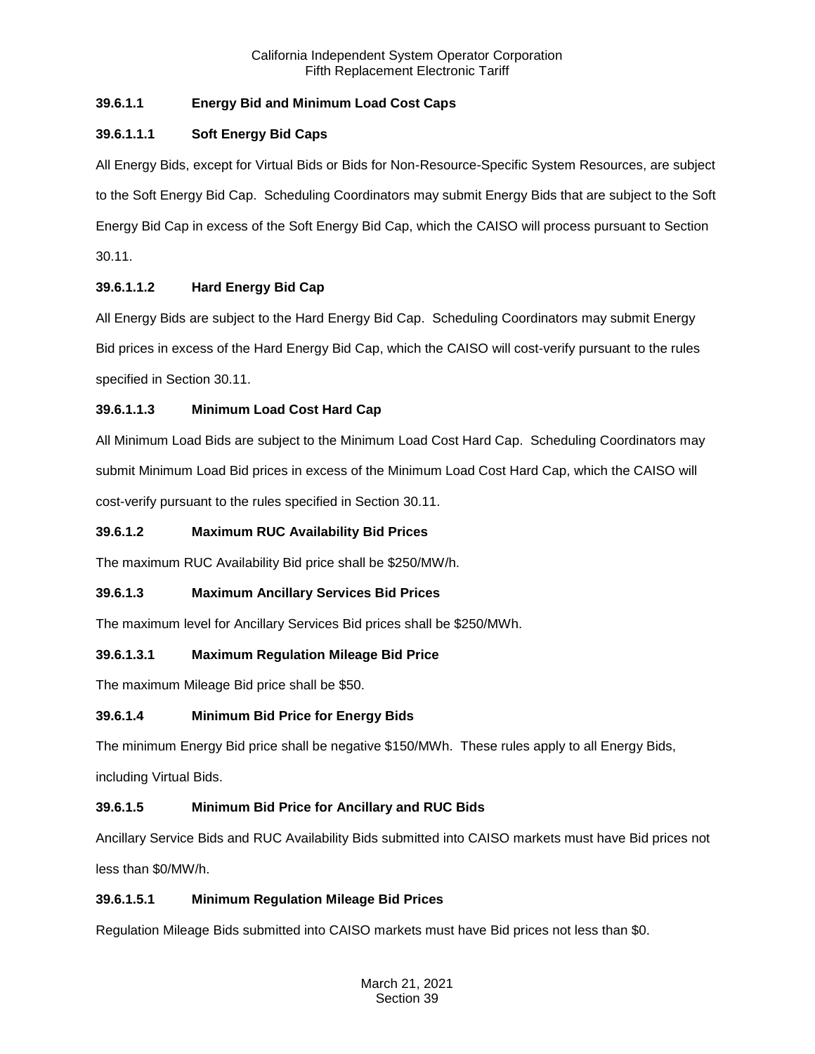### 39.6.1.1 Energy Bid and Minimum Load Cost Caps

#### 39.6.1.1.1 Soft Energy Bid Caps

All Energy Bids, except for Virtual Bids or Bids for Non-Resource-Specific System Resources, are subject to the Soft Energy Bid Cap. Scheduling Coordinators may submit Energy Bids that are subject to the Soft Energy Bid Cap in excess of the Soft Energy Bid Cap, which the CAISO will process pursuant to Section 30.11.

#### 39.6.1.1.2 Hard Energy Bid Cap

All Energy Bids are subject to the Hard Energy Bid Cap. Scheduling Coordinators may submit Energy Bid prices in excess of the Hard Energy Bid Cap, which the CAISO will cost-verify pursuant to the rules specified in Section 30.11.

#### 39.6.1.1.3 Minimum Load Cost Hard Cap

All Minimum Load Bids are subject to the Minimum Load Cost Hard Cap. Scheduling Coordinators may submit Minimum Load Bid prices in excess of the Minimum Load Cost Hard Cap, which the CAISO will cost-verify pursuant to the rules specified in Section 30.11.

### 39.6.1.2 Maximum RUC Availability Bid Prices

The maximum RUC Availability Bid price shall be $250/MW/h.

### 39.6.1.3 Maximum Ancillary Services Bid Prices

The maximum level for Ancillary Services Bid prices shall be $250/MWh.

#### 39.6.1.3.1 Maximum Regulation Mileage Bid Price

The maximum Mileage Bid price shall be $50.

### 39.6.1.4 Minimum Bid Price for Energy Bids

The minimum Energy Bid price shall be negative $150/MWh. These rules apply to all Energy Bids, including Virtual Bids.

### 39.6.1.5 Minimum Bid Price for Ancillary and RUC Bids

Ancillary Service Bids and RUC Availability Bids submitted into CAISO markets must have Bid prices not less than $0/MW/h.

#### 39.6.1.5.1 Minimum Regulation Mileage Bid Prices

Regulation Mileage Bids submitted into CAISO markets must have Bid prices not less than $0.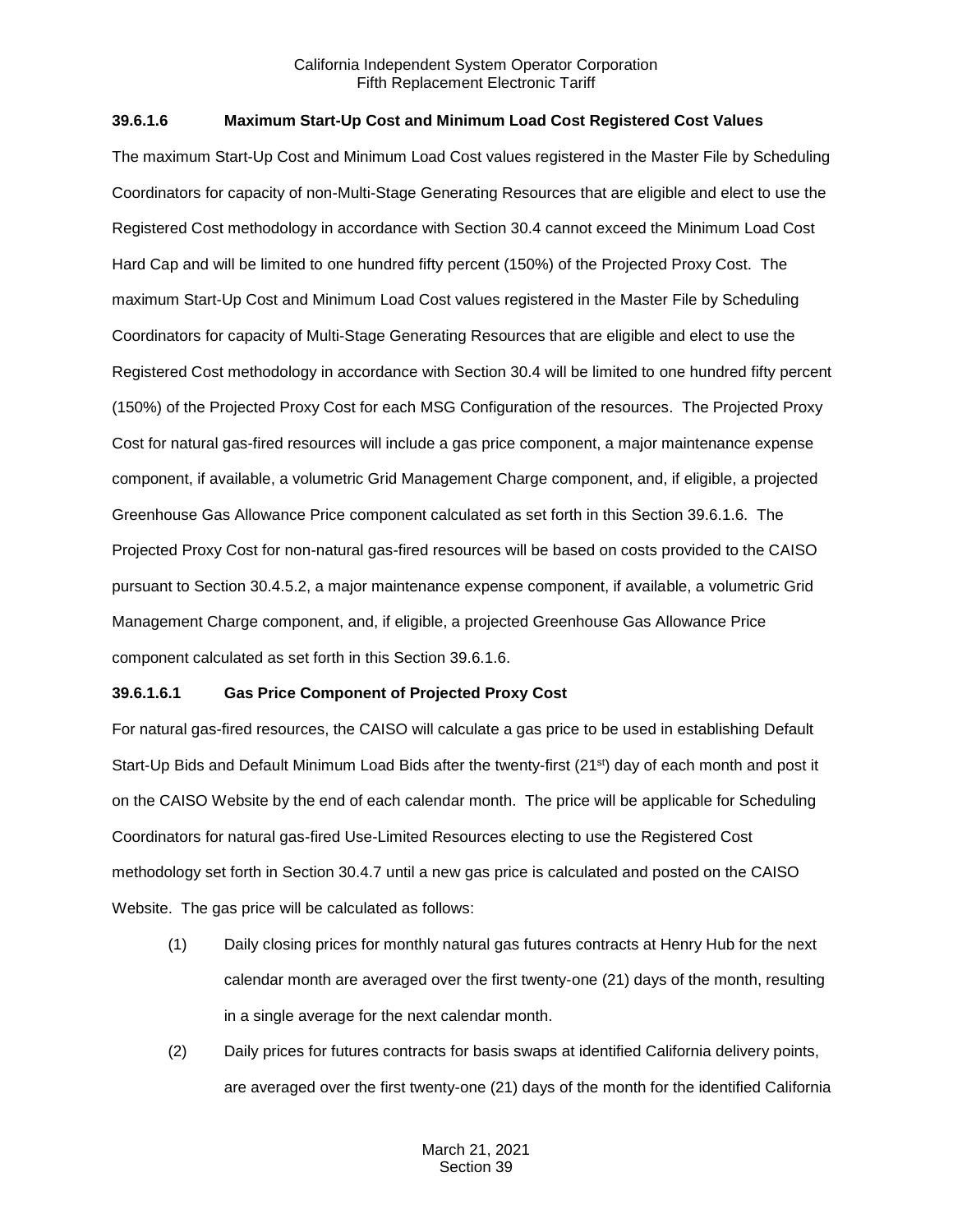### 39.6.1.6 Maximum Start-Up Cost and Minimum Load Cost Registered Cost Values

The maximum Start-Up Cost and Minimum Load Cost values registered in the Master File by Scheduling Coordinators for capacity of non-Multi-Stage Generating Resources that are eligible and elect to use the Registered Cost methodology in accordance with Section 30.4 cannot exceed the Minimum Load Cost Hard Cap and will be limited to one hundred fifty percent (150%) of the Projected Proxy Cost. The maximum Start-Up Cost and Minimum Load Cost values registered in the Master File by Scheduling Coordinators for capacity of Multi-Stage Generating Resources that are eligible and elect to use the Registered Cost methodology in accordance with Section 30.4 will be limited to one hundred fifty percent (150%) of the Projected Proxy Cost for each MSG Configuration of the resources. The Projected Proxy Cost for natural gas-fired resources will include a gas price component, a major maintenance expense component, if available, a volumetric Grid Management Charge component, and, if eligible, a projected Greenhouse Gas Allowance Price component calculated as set forth in this Section 39.6.1.6. The Projected Proxy Cost for non-natural gas-fired resources will be based on costs provided to the CAISO pursuant to Section 30.4.5.2, a major maintenance expense component, if available, a volumetric Grid Management Charge component, and, if eligible, a projected Greenhouse Gas Allowance Price component calculated as set forth in this Section 39.6.1.6.

#### 39.6.1.6.1 Gas Price Component of Projected Proxy Cost

For natural gas-fired resources, the CAISO will calculate a gas price to be used in establishing Default Start-Up Bids and Default Minimum Load Bids after the twenty-first (21st) day of each month and post it on the CAISO Website by the end of each calendar month. The price will be applicable for Scheduling Coordinators for natural gas-fired Use-Limited Resources electing to use the Registered Cost methodology set forth in Section 30.4.7 until a new gas price is calculated and posted on the CAISO Website. The gas price will be calculated as follows:

(1) Daily closing prices for monthly natural gas futures contracts at Henry Hub for the next calendar month are averaged over the first twenty-one (21) days of the month, resulting in a single average for the next calendar month.

(2) Daily prices for futures contracts for basis swaps at identified California delivery points, are averaged over the first twenty-one (21) days of the month for the identified California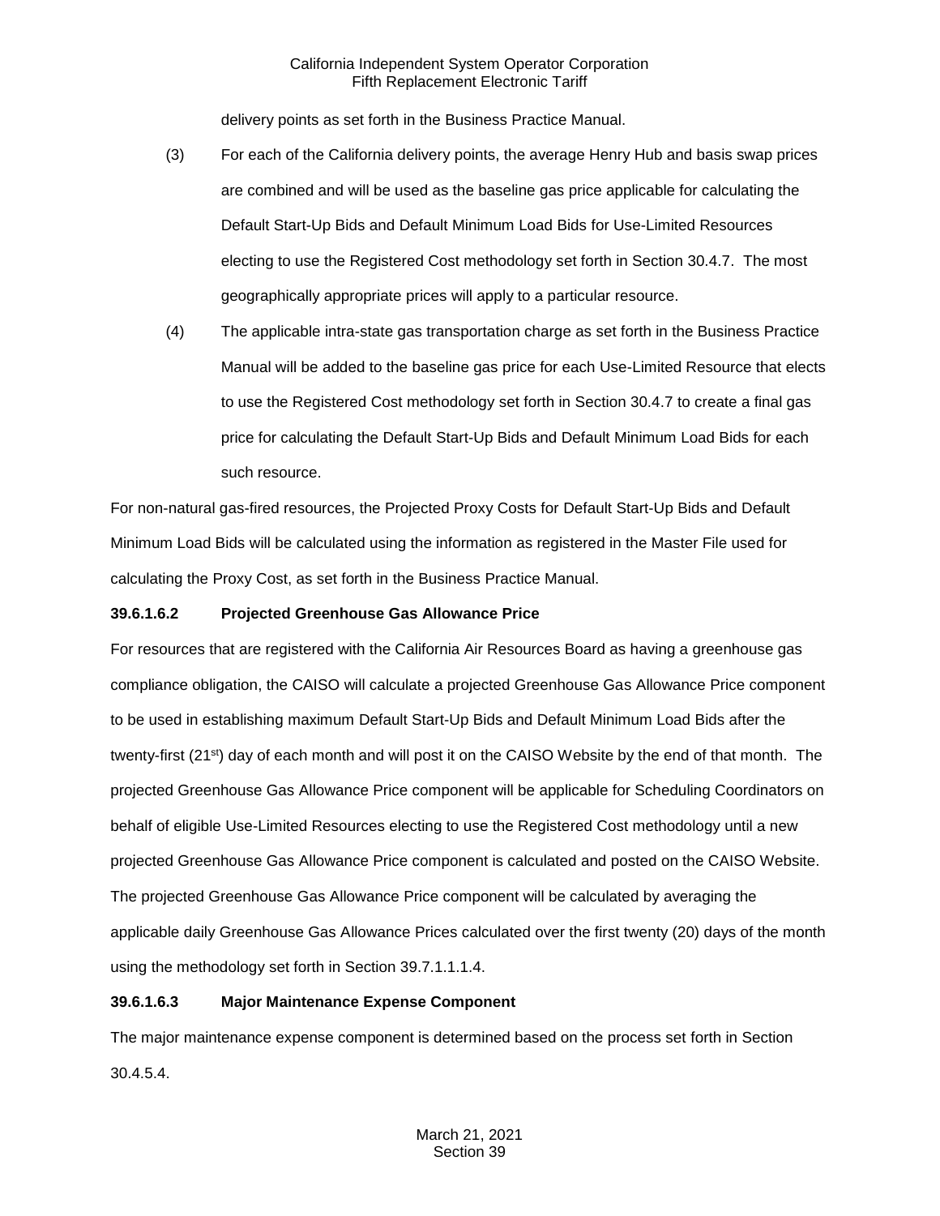delivery points as set forth in the Business Practice Manual.

(3) For each of the California delivery points, the average Henry Hub and basis swap prices are combined and will be used as the baseline gas price applicable for calculating the Default Start-Up Bids and Default Minimum Load Bids for Use-Limited Resources electing to use the Registered Cost methodology set forth in Section 30.4.7. The most geographically appropriate prices will apply to a particular resource.

(4) The applicable intra-state gas transportation charge as set forth in the Business Practice Manual will be added to the baseline gas price for each Use-Limited Resource that elects to use the Registered Cost methodology set forth in Section 30.4.7 to create a final gas price for calculating the Default Start-Up Bids and Default Minimum Load Bids for each such resource.

For non-natural gas-fired resources, the Projected Proxy Costs for Default Start-Up Bids and Default Minimum Load Bids will be calculated using the information as registered in the Master File used for calculating the Proxy Cost, as set forth in the Business Practice Manual.

**39.6.1.6.2 Projected Greenhouse Gas Allowance Price**

For resources that are registered with the California Air Resources Board as having a greenhouse gas compliance obligation, the CAISO will calculate a projected Greenhouse Gas Allowance Price component to be used in establishing maximum Default Start-Up Bids and Default Minimum Load Bids after the twenty-first (21st) day of each month and will post it on the CAISO Website by the end of that month. The projected Greenhouse Gas Allowance Price component will be applicable for Scheduling Coordinators on behalf of eligible Use-Limited Resources electing to use the Registered Cost methodology until a new projected Greenhouse Gas Allowance Price component is calculated and posted on the CAISO Website. The projected Greenhouse Gas Allowance Price component will be calculated by averaging the applicable daily Greenhouse Gas Allowance Prices calculated over the first twenty (20) days of the month using the methodology set forth in Section 39.7.1.1.1.4.

**39.6.1.6.3 Major Maintenance Expense Component**

The major maintenance expense component is determined based on the process set forth in Section 30.4.5.4.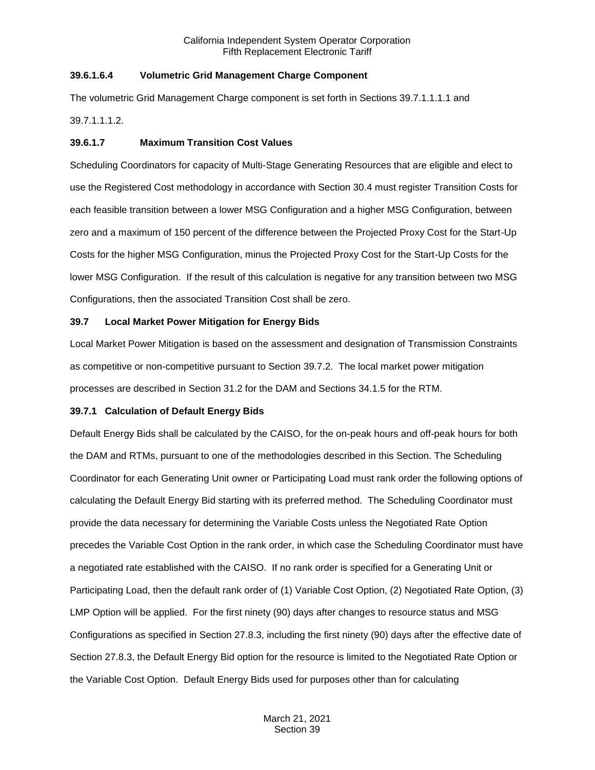#### 39.6.1.6.4 Volumetric Grid Management Charge Component

The volumetric Grid Management Charge component is set forth in Sections 39.7.1.1.1.1 and 39.7.1.1.1.2.

#### 39.6.1.7 Maximum Transition Cost Values

Scheduling Coordinators for capacity of Multi-Stage Generating Resources that are eligible and elect to use the Registered Cost methodology in accordance with Section 30.4 must register Transition Costs for each feasible transition between a lower MSG Configuration and a higher MSG Configuration, between zero and a maximum of 150 percent of the difference between the Projected Proxy Cost for the Start-Up Costs for the higher MSG Configuration, minus the Projected Proxy Cost for the Start-Up Costs for the lower MSG Configuration. If the result of this calculation is negative for any transition between two MSG Configurations, then the associated Transition Cost shall be zero.

## 39.7 Local Market Power Mitigation for Energy Bids

Local Market Power Mitigation is based on the assessment and designation of Transmission Constraints as competitive or non-competitive pursuant to Section 39.7.2. The local market power mitigation processes are described in Section 31.2 for the DAM and Sections 34.1.5 for the RTM.

### 39.7.1 Calculation of Default Energy Bids

Default Energy Bids shall be calculated by the CAISO, for the on-peak hours and off-peak hours for both the DAM and RTMs, pursuant to one of the methodologies described in this Section. The Scheduling Coordinator for each Generating Unit owner or Participating Load must rank order the following options of calculating the Default Energy Bid starting with its preferred method. The Scheduling Coordinator must provide the data necessary for determining the Variable Costs unless the Negotiated Rate Option precedes the Variable Cost Option in the rank order, in which case the Scheduling Coordinator must have a negotiated rate established with the CAISO. If no rank order is specified for a Generating Unit or Participating Load, then the default rank order of (1) Variable Cost Option, (2) Negotiated Rate Option, (3) LMP Option will be applied. For the first ninety (90) days after changes to resource status and MSG Configurations as specified in Section 27.8.3, including the first ninety (90) days after the effective date of Section 27.8.3, the Default Energy Bid option for the resource is limited to the Negotiated Rate Option or the Variable Cost Option. Default Energy Bids used for purposes other than for calculating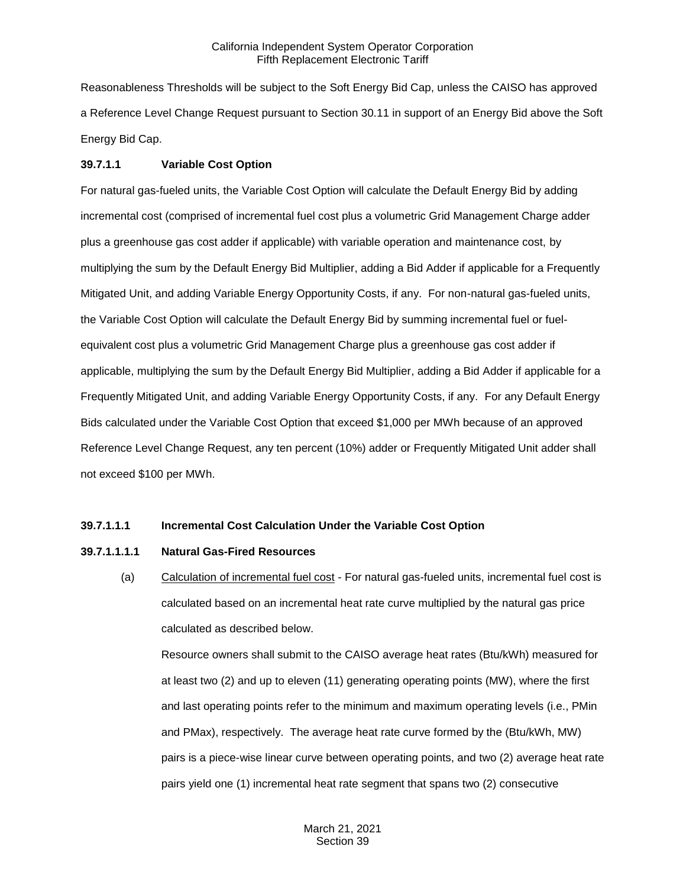Reasonableness Thresholds will be subject to the Soft Energy Bid Cap, unless the CAISO has approved a Reference Level Change Request pursuant to Section 30.11 in support of an Energy Bid above the Soft Energy Bid Cap.

**39.7.1.1 Variable Cost Option**

For natural gas-fueled units, the Variable Cost Option will calculate the Default Energy Bid by adding incremental cost (comprised of incremental fuel cost plus a volumetric Grid Management Charge adder plus a greenhouse gas cost adder if applicable) with variable operation and maintenance cost, by multiplying the sum by the Default Energy Bid Multiplier, adding a Bid Adder if applicable for a Frequently Mitigated Unit, and adding Variable Energy Opportunity Costs, if any. For non-natural gas-fueled units, the Variable Cost Option will calculate the Default Energy Bid by summing incremental fuel or fuel-equivalent cost plus a volumetric Grid Management Charge plus a greenhouse gas cost adder if applicable, multiplying the sum by the Default Energy Bid Multiplier, adding a Bid Adder if applicable for a Frequently Mitigated Unit, and adding Variable Energy Opportunity Costs, if any. For any Default Energy Bids calculated under the Variable Cost Option that exceed $1,000 per MWh because of an approved Reference Level Change Request, any ten percent (10%) adder or Frequently Mitigated Unit adder shall not exceed $100 per MWh.

**39.7.1.1.1 Incremental Cost Calculation Under the Variable Cost Option**

**39.7.1.1.1.1 Natural Gas-Fired Resources**

(a) Calculation of incremental fuel cost - For natural gas-fueled units, incremental fuel cost is calculated based on an incremental heat rate curve multiplied by the natural gas price calculated as described below.

Resource owners shall submit to the CAISO average heat rates (Btu/kWh) measured for at least two (2) and up to eleven (11) generating operating points (MW), where the first and last operating points refer to the minimum and maximum operating levels (i.e., PMin and PMax), respectively. The average heat rate curve formed by the (Btu/kWh, MW) pairs is a piece-wise linear curve between operating points, and two (2) average heat rate pairs yield one (1) incremental heat rate segment that spans two (2) consecutive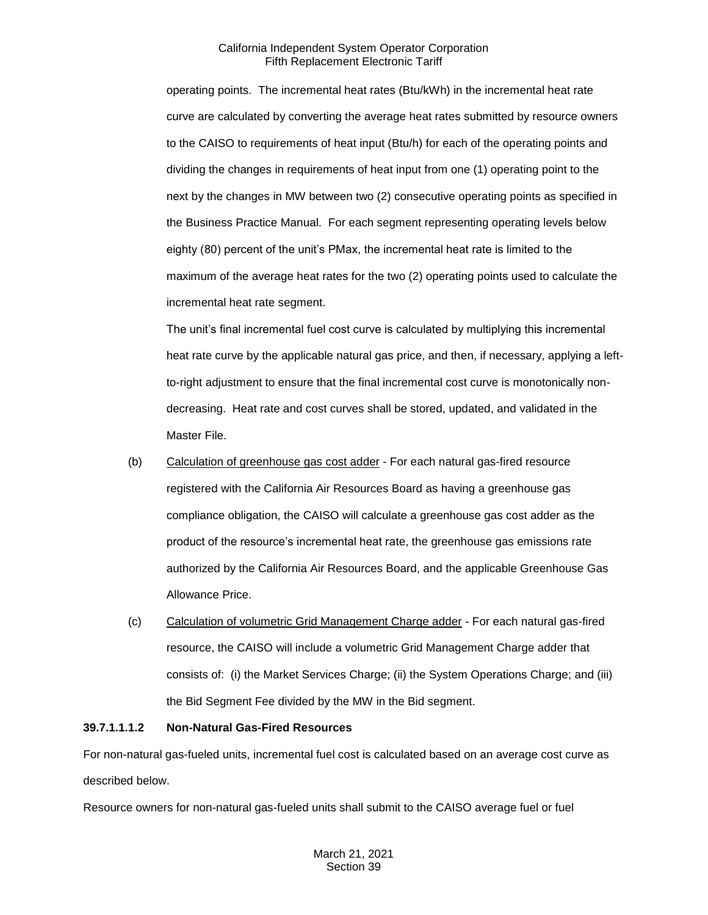operating points. The incremental heat rates (Btu/kWh) in the incremental heat rate curve are calculated by converting the average heat rates submitted by resource owners to the CAISO to requirements of heat input (Btu/h) for each of the operating points and dividing the changes in requirements of heat input from one (1) operating point to the next by the changes in MW between two (2) consecutive operating points as specified in the Business Practice Manual. For each segment representing operating levels below eighty (80) percent of the unit's PMax, the incremental heat rate is limited to the maximum of the average heat rates for the two (2) operating points used to calculate the incremental heat rate segment.

The unit's final incremental fuel cost curve is calculated by multiplying this incremental heat rate curve by the applicable natural gas price, and then, if necessary, applying a left-to-right adjustment to ensure that the final incremental cost curve is monotonically non-decreasing. Heat rate and cost curves shall be stored, updated, and validated in the Master File.

(b) Calculation of greenhouse gas cost adder - For each natural gas-fired resource registered with the California Air Resources Board as having a greenhouse gas compliance obligation, the CAISO will calculate a greenhouse gas cost adder as the product of the resource's incremental heat rate, the greenhouse gas emissions rate authorized by the California Air Resources Board, and the applicable Greenhouse Gas Allowance Price.

(c) Calculation of volumetric Grid Management Charge adder - For each natural gas-fired resource, the CAISO will include a volumetric Grid Management Charge adder that consists of: (i) the Market Services Charge; (ii) the System Operations Charge; and (iii) the Bid Segment Fee divided by the MW in the Bid segment.

**39.7.1.1.1.2 Non-Natural Gas-Fired Resources**

For non-natural gas-fueled units, incremental fuel cost is calculated based on an average cost curve as described below.

Resource owners for non-natural gas-fueled units shall submit to the CAISO average fuel or fuel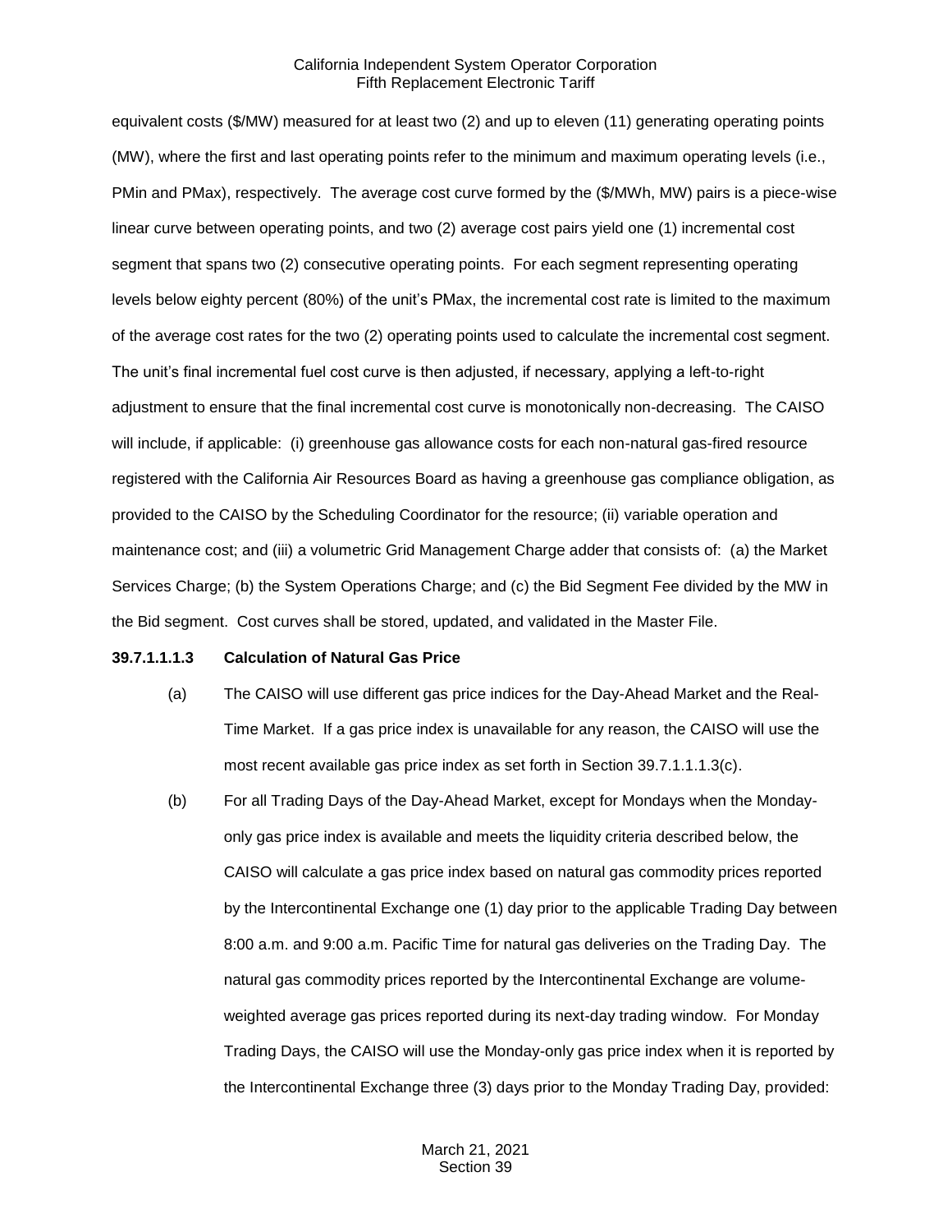equivalent costs ($/MW) measured for at least two (2) and up to eleven (11) generating operating points (MW), where the first and last operating points refer to the minimum and maximum operating levels (i.e., PMin and PMax), respectively. The average cost curve formed by the ($/MWh, MW) pairs is a piece-wise linear curve between operating points, and two (2) average cost pairs yield one (1) incremental cost segment that spans two (2) consecutive operating points. For each segment representing operating levels below eighty percent (80%) of the unit's PMax, the incremental cost rate is limited to the maximum of the average cost rates for the two (2) operating points used to calculate the incremental cost segment. The unit's final incremental fuel cost curve is then adjusted, if necessary, applying a left-to-right adjustment to ensure that the final incremental cost curve is monotonically non-decreasing. The CAISO will include, if applicable: (i) greenhouse gas allowance costs for each non-natural gas-fired resource registered with the California Air Resources Board as having a greenhouse gas compliance obligation, as provided to the CAISO by the Scheduling Coordinator for the resource; (ii) variable operation and maintenance cost; and (iii) a volumetric Grid Management Charge adder that consists of: (a) the Market Services Charge; (b) the System Operations Charge; and (c) the Bid Segment Fee divided by the MW in the Bid segment. Cost curves shall be stored, updated, and validated in the Master File.

**39.7.1.1.1.3 Calculation of Natural Gas Price**

(a) The CAISO will use different gas price indices for the Day-Ahead Market and the Real-Time Market. If a gas price index is unavailable for any reason, the CAISO will use the most recent available gas price index as set forth in Section 39.7.1.1.1.3(c).

(b) For all Trading Days of the Day-Ahead Market, except for Mondays when the Monday-only gas price index is available and meets the liquidity criteria described below, the CAISO will calculate a gas price index based on natural gas commodity prices reported by the Intercontinental Exchange one (1) day prior to the applicable Trading Day between 8:00 a.m. and 9:00 a.m. Pacific Time for natural gas deliveries on the Trading Day. The natural gas commodity prices reported by the Intercontinental Exchange are volume-weighted average gas prices reported during its next-day trading window. For Monday Trading Days, the CAISO will use the Monday-only gas price index when it is reported by the Intercontinental Exchange three (3) days prior to the Monday Trading Day, provided: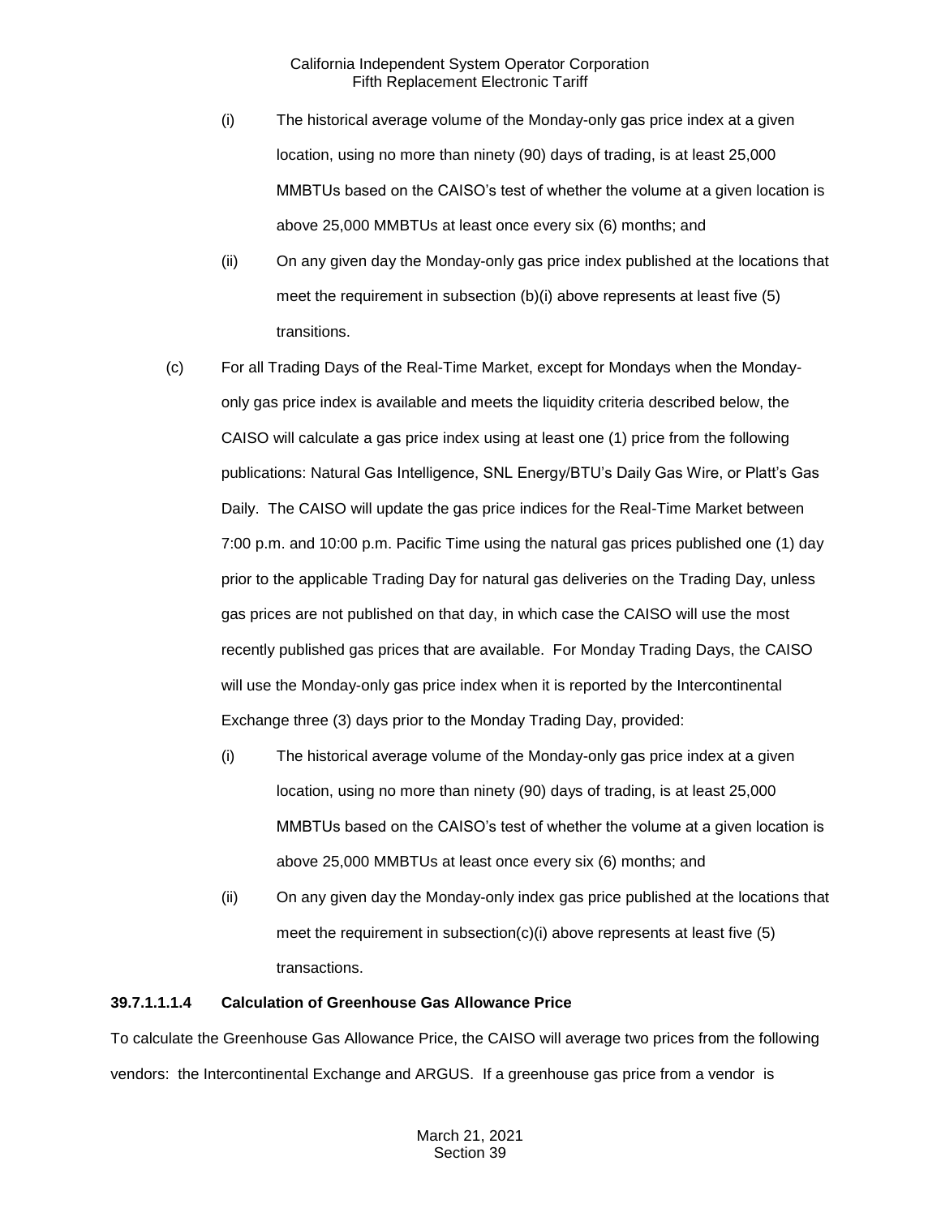(i) The historical average volume of the Monday-only gas price index at a given location, using no more than ninety (90) days of trading, is at least 25,000 MMBTUs based on the CAISO's test of whether the volume at a given location is above 25,000 MMBTUs at least once every six (6) months; and

(ii) On any given day the Monday-only gas price index published at the locations that meet the requirement in subsection (b)(i) above represents at least five (5) transitions.

(c) For all Trading Days of the Real-Time Market, except for Mondays when the Monday-only gas price index is available and meets the liquidity criteria described below, the CAISO will calculate a gas price index using at least one (1) price from the following publications: Natural Gas Intelligence, SNL Energy/BTU's Daily Gas Wire, or Platt's Gas Daily. The CAISO will update the gas price indices for the Real-Time Market between 7:00 p.m. and 10:00 p.m. Pacific Time using the natural gas prices published one (1) day prior to the applicable Trading Day for natural gas deliveries on the Trading Day, unless gas prices are not published on that day, in which case the CAISO will use the most recently published gas prices that are available. For Monday Trading Days, the CAISO will use the Monday-only gas price index when it is reported by the Intercontinental Exchange three (3) days prior to the Monday Trading Day, provided:

(i) The historical average volume of the Monday-only gas price index at a given location, using no more than ninety (90) days of trading, is at least 25,000 MMBTUs based on the CAISO's test of whether the volume at a given location is above 25,000 MMBTUs at least once every six (6) months; and

(ii) On any given day the Monday-only index gas price published at the locations that meet the requirement in subsection(c)(i) above represents at least five (5) transactions.

**39.7.1.1.1.4 Calculation of Greenhouse Gas Allowance Price**

To calculate the Greenhouse Gas Allowance Price, the CAISO will average two prices from the following vendors: the Intercontinental Exchange and ARGUS. If a greenhouse gas price from a vendor is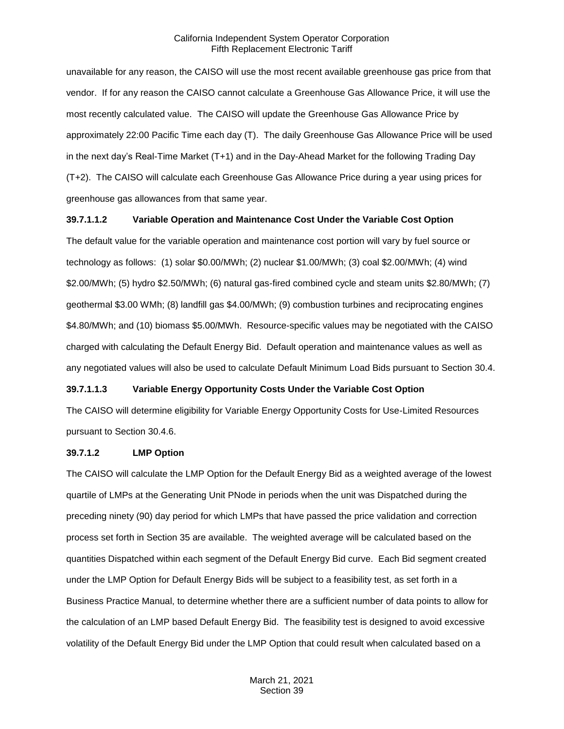unavailable for any reason, the CAISO will use the most recent available greenhouse gas price from that vendor. If for any reason the CAISO cannot calculate a Greenhouse Gas Allowance Price, it will use the most recently calculated value. The CAISO will update the Greenhouse Gas Allowance Price by approximately 22:00 Pacific Time each day (T). The daily Greenhouse Gas Allowance Price will be used in the next day's Real-Time Market (T+1) and in the Day-Ahead Market for the following Trading Day (T+2). The CAISO will calculate each Greenhouse Gas Allowance Price during a year using prices for greenhouse gas allowances from that same year.

**39.7.1.1.2 Variable Operation and Maintenance Cost Under the Variable Cost Option**

The default value for the variable operation and maintenance cost portion will vary by fuel source or technology as follows: (1) solar $0.00/MWh; (2) nuclear $1.00/MWh; (3) coal $2.00/MWh; (4) wind $2.00/MWh; (5) hydro $2.50/MWh; (6) natural gas-fired combined cycle and steam units $2.80/MWh; (7) geothermal $3.00 WMh; (8) landfill gas $4.00/MWh; (9) combustion turbines and reciprocating engines $4.80/MWh; and (10) biomass $5.00/MWh. Resource-specific values may be negotiated with the CAISO charged with calculating the Default Energy Bid. Default operation and maintenance values as well as any negotiated values will also be used to calculate Default Minimum Load Bids pursuant to Section 30.4.

**39.7.1.1.3 Variable Energy Opportunity Costs Under the Variable Cost Option**

The CAISO will determine eligibility for Variable Energy Opportunity Costs for Use-Limited Resources pursuant to Section 30.4.6.

**39.7.1.2 LMP Option**

The CAISO will calculate the LMP Option for the Default Energy Bid as a weighted average of the lowest quartile of LMPs at the Generating Unit PNode in periods when the unit was Dispatched during the preceding ninety (90) day period for which LMPs that have passed the price validation and correction process set forth in Section 35 are available. The weighted average will be calculated based on the quantities Dispatched within each segment of the Default Energy Bid curve. Each Bid segment created under the LMP Option for Default Energy Bids will be subject to a feasibility test, as set forth in a Business Practice Manual, to determine whether there are a sufficient number of data points to allow for the calculation of an LMP based Default Energy Bid. The feasibility test is designed to avoid excessive volatility of the Default Energy Bid under the LMP Option that could result when calculated based on a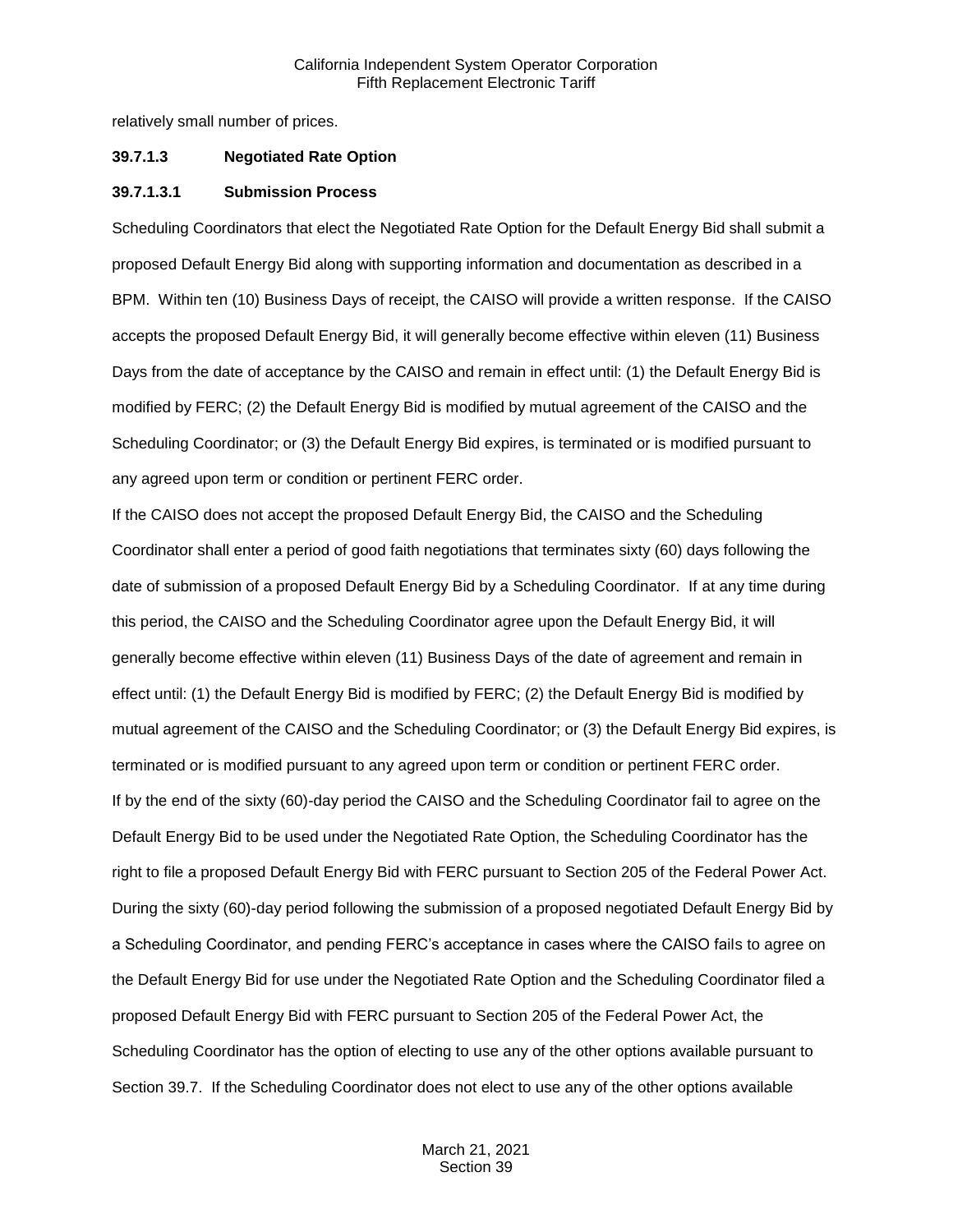relatively small number of prices.

**39.7.1.3 Negotiated Rate Option**

**39.7.1.3.1 Submission Process**

Scheduling Coordinators that elect the Negotiated Rate Option for the Default Energy Bid shall submit a proposed Default Energy Bid along with supporting information and documentation as described in a BPM. Within ten (10) Business Days of receipt, the CAISO will provide a written response. If the CAISO accepts the proposed Default Energy Bid, it will generally become effective within eleven (11) Business Days from the date of acceptance by the CAISO and remain in effect until: (1) the Default Energy Bid is modified by FERC; (2) the Default Energy Bid is modified by mutual agreement of the CAISO and the Scheduling Coordinator; or (3) the Default Energy Bid expires, is terminated or is modified pursuant to any agreed upon term or condition or pertinent FERC order.

If the CAISO does not accept the proposed Default Energy Bid, the CAISO and the Scheduling Coordinator shall enter a period of good faith negotiations that terminates sixty (60) days following the date of submission of a proposed Default Energy Bid by a Scheduling Coordinator. If at any time during this period, the CAISO and the Scheduling Coordinator agree upon the Default Energy Bid, it will generally become effective within eleven (11) Business Days of the date of agreement and remain in effect until: (1) the Default Energy Bid is modified by FERC; (2) the Default Energy Bid is modified by mutual agreement of the CAISO and the Scheduling Coordinator; or (3) the Default Energy Bid expires, is terminated or is modified pursuant to any agreed upon term or condition or pertinent FERC order.

If by the end of the sixty (60)-day period the CAISO and the Scheduling Coordinator fail to agree on the Default Energy Bid to be used under the Negotiated Rate Option, the Scheduling Coordinator has the right to file a proposed Default Energy Bid with FERC pursuant to Section 205 of the Federal Power Act. During the sixty (60)-day period following the submission of a proposed negotiated Default Energy Bid by a Scheduling Coordinator, and pending FERC's acceptance in cases where the CAISO fails to agree on the Default Energy Bid for use under the Negotiated Rate Option and the Scheduling Coordinator filed a proposed Default Energy Bid with FERC pursuant to Section 205 of the Federal Power Act, the Scheduling Coordinator has the option of electing to use any of the other options available pursuant to Section 39.7. If the Scheduling Coordinator does not elect to use any of the other options available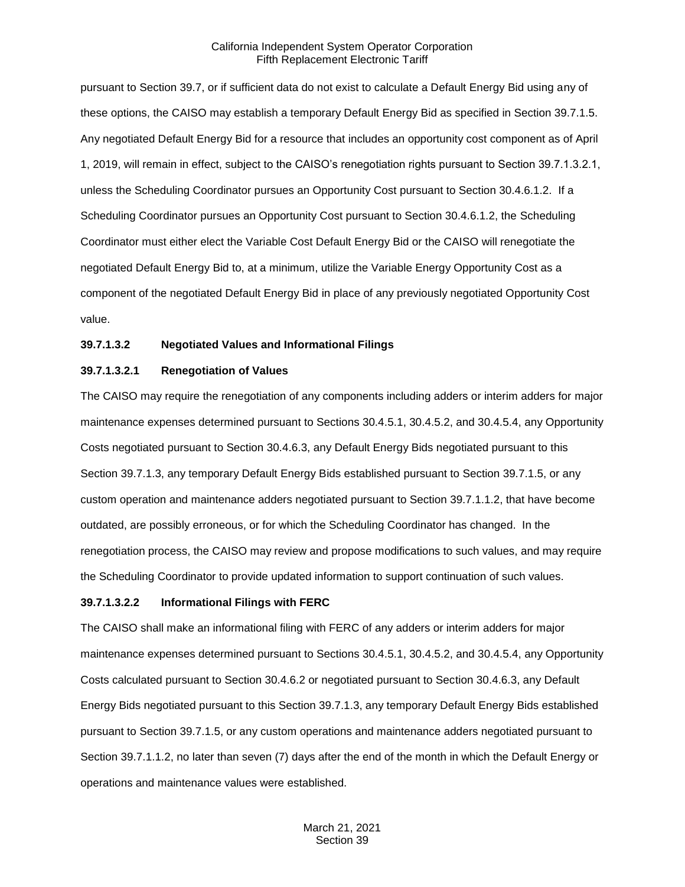pursuant to Section 39.7, or if sufficient data do not exist to calculate a Default Energy Bid using any of these options, the CAISO may establish a temporary Default Energy Bid as specified in Section 39.7.1.5. Any negotiated Default Energy Bid for a resource that includes an opportunity cost component as of April 1, 2019, will remain in effect, subject to the CAISO's renegotiation rights pursuant to Section 39.7.1.3.2.1, unless the Scheduling Coordinator pursues an Opportunity Cost pursuant to Section 30.4.6.1.2. If a Scheduling Coordinator pursues an Opportunity Cost pursuant to Section 30.4.6.1.2, the Scheduling Coordinator must either elect the Variable Cost Default Energy Bid or the CAISO will renegotiate the negotiated Default Energy Bid to, at a minimum, utilize the Variable Energy Opportunity Cost as a component of the negotiated Default Energy Bid in place of any previously negotiated Opportunity Cost value.

**39.7.1.3.2 Negotiated Values and Informational Filings**

**39.7.1.3.2.1 Renegotiation of Values**

The CAISO may require the renegotiation of any components including adders or interim adders for major maintenance expenses determined pursuant to Sections 30.4.5.1, 30.4.5.2, and 30.4.5.4, any Opportunity Costs negotiated pursuant to Section 30.4.6.3, any Default Energy Bids negotiated pursuant to this Section 39.7.1.3, any temporary Default Energy Bids established pursuant to Section 39.7.1.5, or any custom operation and maintenance adders negotiated pursuant to Section 39.7.1.1.2, that have become outdated, are possibly erroneous, or for which the Scheduling Coordinator has changed. In the renegotiation process, the CAISO may review and propose modifications to such values, and may require the Scheduling Coordinator to provide updated information to support continuation of such values.

**39.7.1.3.2.2 Informational Filings with FERC**

The CAISO shall make an informational filing with FERC of any adders or interim adders for major maintenance expenses determined pursuant to Sections 30.4.5.1, 30.4.5.2, and 30.4.5.4, any Opportunity Costs calculated pursuant to Section 30.4.6.2 or negotiated pursuant to Section 30.4.6.3, any Default Energy Bids negotiated pursuant to this Section 39.7.1.3, any temporary Default Energy Bids established pursuant to Section 39.7.1.5, or any custom operations and maintenance adders negotiated pursuant to Section 39.7.1.1.2, no later than seven (7) days after the end of the month in which the Default Energy or operations and maintenance values were established.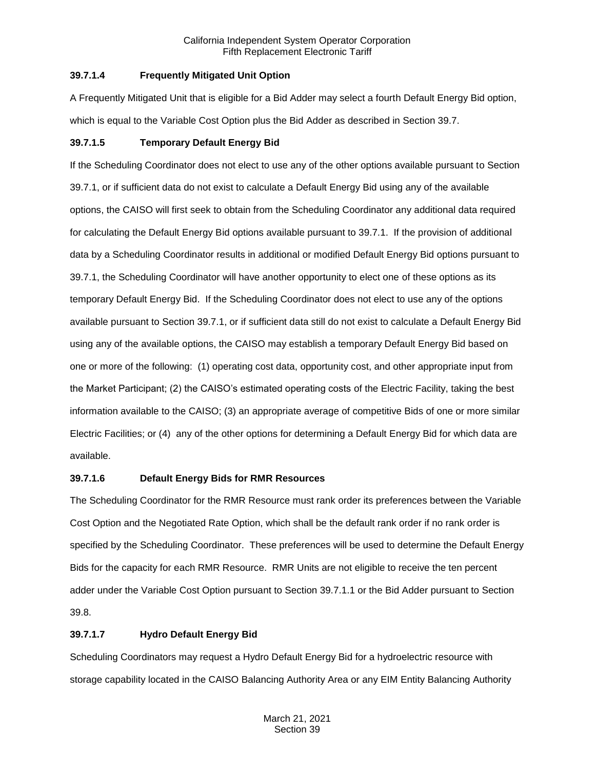#### 39.7.1.4 Frequently Mitigated Unit Option

A Frequently Mitigated Unit that is eligible for a Bid Adder may select a fourth Default Energy Bid option, which is equal to the Variable Cost Option plus the Bid Adder as described in Section 39.7.

#### 39.7.1.5 Temporary Default Energy Bid

If the Scheduling Coordinator does not elect to use any of the other options available pursuant to Section 39.7.1, or if sufficient data do not exist to calculate a Default Energy Bid using any of the available options, the CAISO will first seek to obtain from the Scheduling Coordinator any additional data required for calculating the Default Energy Bid options available pursuant to 39.7.1. If the provision of additional data by a Scheduling Coordinator results in additional or modified Default Energy Bid options pursuant to 39.7.1, the Scheduling Coordinator will have another opportunity to elect one of these options as its temporary Default Energy Bid. If the Scheduling Coordinator does not elect to use any of the options available pursuant to Section 39.7.1, or if sufficient data still do not exist to calculate a Default Energy Bid using any of the available options, the CAISO may establish a temporary Default Energy Bid based on one or more of the following: (1) operating cost data, opportunity cost, and other appropriate input from the Market Participant; (2) the CAISO's estimated operating costs of the Electric Facility, taking the best information available to the CAISO; (3) an appropriate average of competitive Bids of one or more similar Electric Facilities; or (4) any of the other options for determining a Default Energy Bid for which data are available.

#### 39.7.1.6 Default Energy Bids for RMR Resources

The Scheduling Coordinator for the RMR Resource must rank order its preferences between the Variable Cost Option and the Negotiated Rate Option, which shall be the default rank order if no rank order is specified by the Scheduling Coordinator. These preferences will be used to determine the Default Energy Bids for the capacity for each RMR Resource. RMR Units are not eligible to receive the ten percent adder under the Variable Cost Option pursuant to Section 39.7.1.1 or the Bid Adder pursuant to Section 39.8.

#### 39.7.1.7 Hydro Default Energy Bid

Scheduling Coordinators may request a Hydro Default Energy Bid for a hydroelectric resource with storage capability located in the CAISO Balancing Authority Area or any EIM Entity Balancing Authority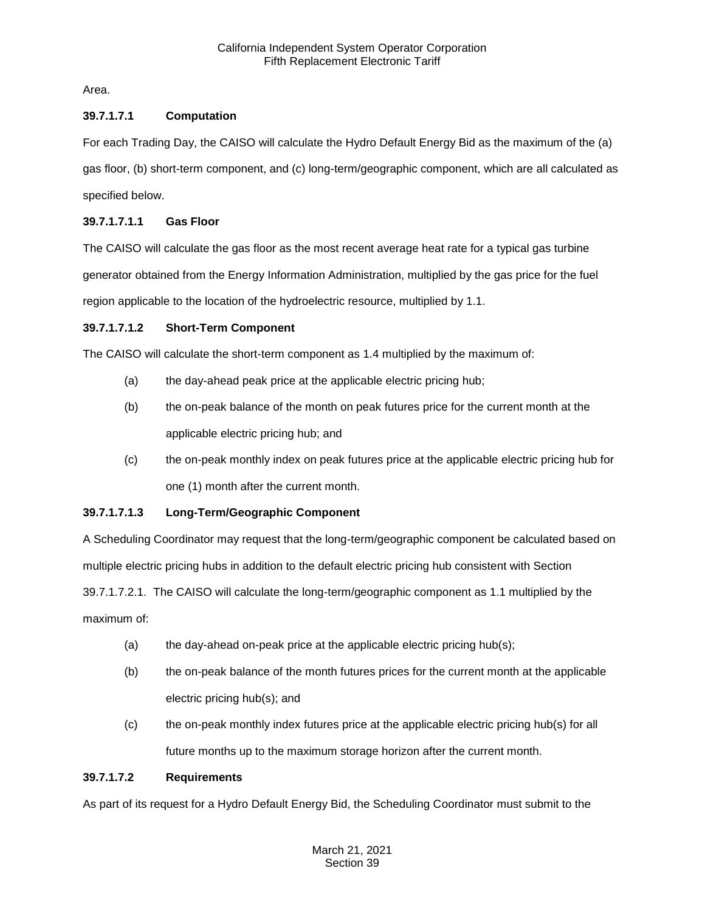Area.

**39.7.1.7.1 Computation**

For each Trading Day, the CAISO will calculate the Hydro Default Energy Bid as the maximum of the (a) gas floor, (b) short-term component, and (c) long-term/geographic component, which are all calculated as specified below.

**39.7.1.7.1.1 Gas Floor**

The CAISO will calculate the gas floor as the most recent average heat rate for a typical gas turbine generator obtained from the Energy Information Administration, multiplied by the gas price for the fuel region applicable to the location of the hydroelectric resource, multiplied by 1.1.

**39.7.1.7.1.2 Short-Term Component**

The CAISO will calculate the short-term component as 1.4 multiplied by the maximum of:

(a) the day-ahead peak price at the applicable electric pricing hub;

(b) the on-peak balance of the month on peak futures price for the current month at the applicable electric pricing hub; and

(c) the on-peak monthly index on peak futures price at the applicable electric pricing hub for one (1) month after the current month.

**39.7.1.7.1.3 Long-Term/Geographic Component**

A Scheduling Coordinator may request that the long-term/geographic component be calculated based on multiple electric pricing hubs in addition to the default electric pricing hub consistent with Section 39.7.1.7.2.1. The CAISO will calculate the long-term/geographic component as 1.1 multiplied by the maximum of:

(a) the day-ahead on-peak price at the applicable electric pricing hub(s);

(b) the on-peak balance of the month futures prices for the current month at the applicable electric pricing hub(s); and

(c) the on-peak monthly index futures price at the applicable electric pricing hub(s) for all future months up to the maximum storage horizon after the current month.

**39.7.1.7.2 Requirements**

As part of its request for a Hydro Default Energy Bid, the Scheduling Coordinator must submit to the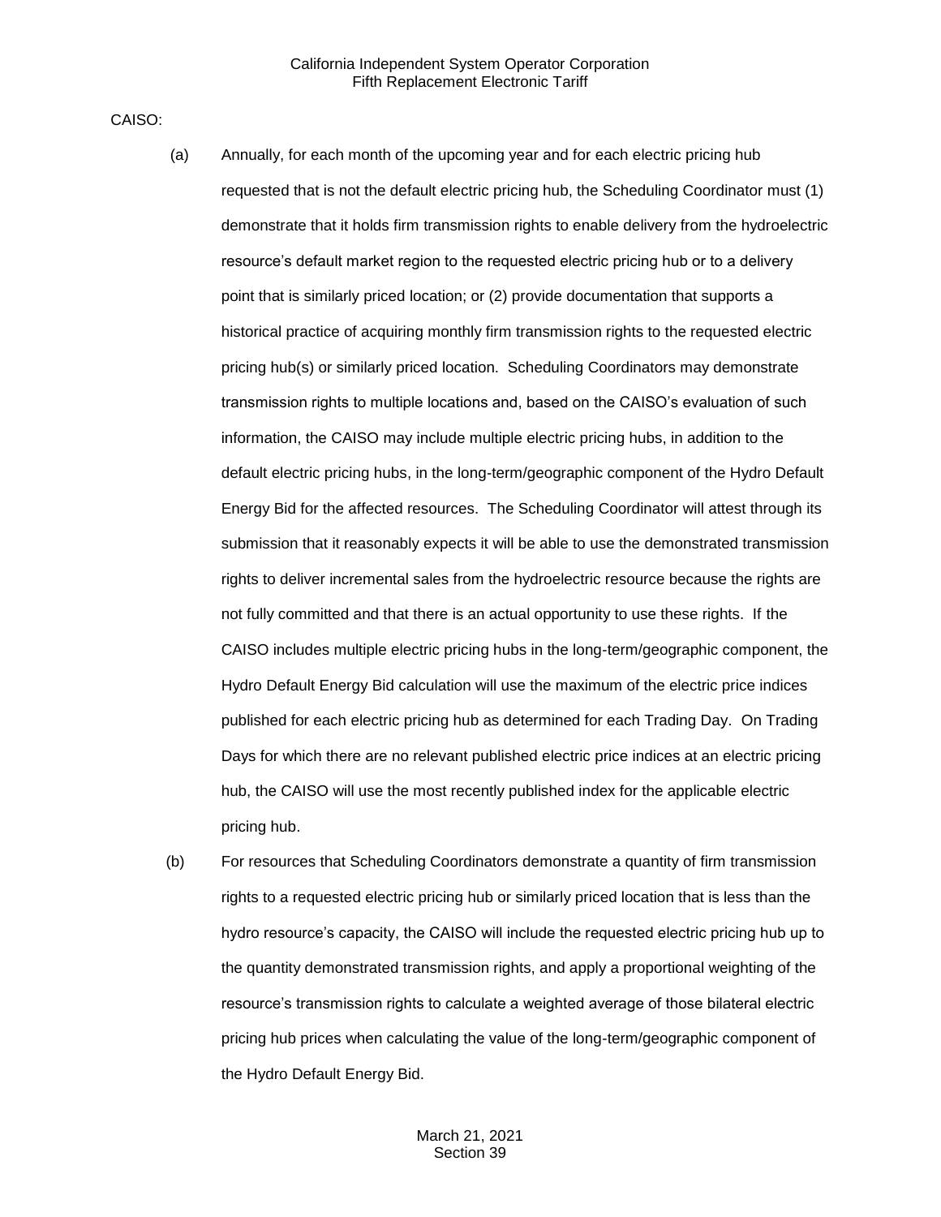CAISO:

(a) Annually, for each month of the upcoming year and for each electric pricing hub requested that is not the default electric pricing hub, the Scheduling Coordinator must (1) demonstrate that it holds firm transmission rights to enable delivery from the hydroelectric resource's default market region to the requested electric pricing hub or to a delivery point that is similarly priced location; or (2) provide documentation that supports a historical practice of acquiring monthly firm transmission rights to the requested electric pricing hub(s) or similarly priced location. Scheduling Coordinators may demonstrate transmission rights to multiple locations and, based on the CAISO's evaluation of such information, the CAISO may include multiple electric pricing hubs, in addition to the default electric pricing hubs, in the long-term/geographic component of the Hydro Default Energy Bid for the affected resources. The Scheduling Coordinator will attest through its submission that it reasonably expects it will be able to use the demonstrated transmission rights to deliver incremental sales from the hydroelectric resource because the rights are not fully committed and that there is an actual opportunity to use these rights. If the CAISO includes multiple electric pricing hubs in the long-term/geographic component, the Hydro Default Energy Bid calculation will use the maximum of the electric price indices published for each electric pricing hub as determined for each Trading Day. On Trading Days for which there are no relevant published electric price indices at an electric pricing hub, the CAISO will use the most recently published index for the applicable electric pricing hub.

(b) For resources that Scheduling Coordinators demonstrate a quantity of firm transmission rights to a requested electric pricing hub or similarly priced location that is less than the hydro resource's capacity, the CAISO will include the requested electric pricing hub up to the quantity demonstrated transmission rights, and apply a proportional weighting of the resource's transmission rights to calculate a weighted average of those bilateral electric pricing hub prices when calculating the value of the long-term/geographic component of the Hydro Default Energy Bid.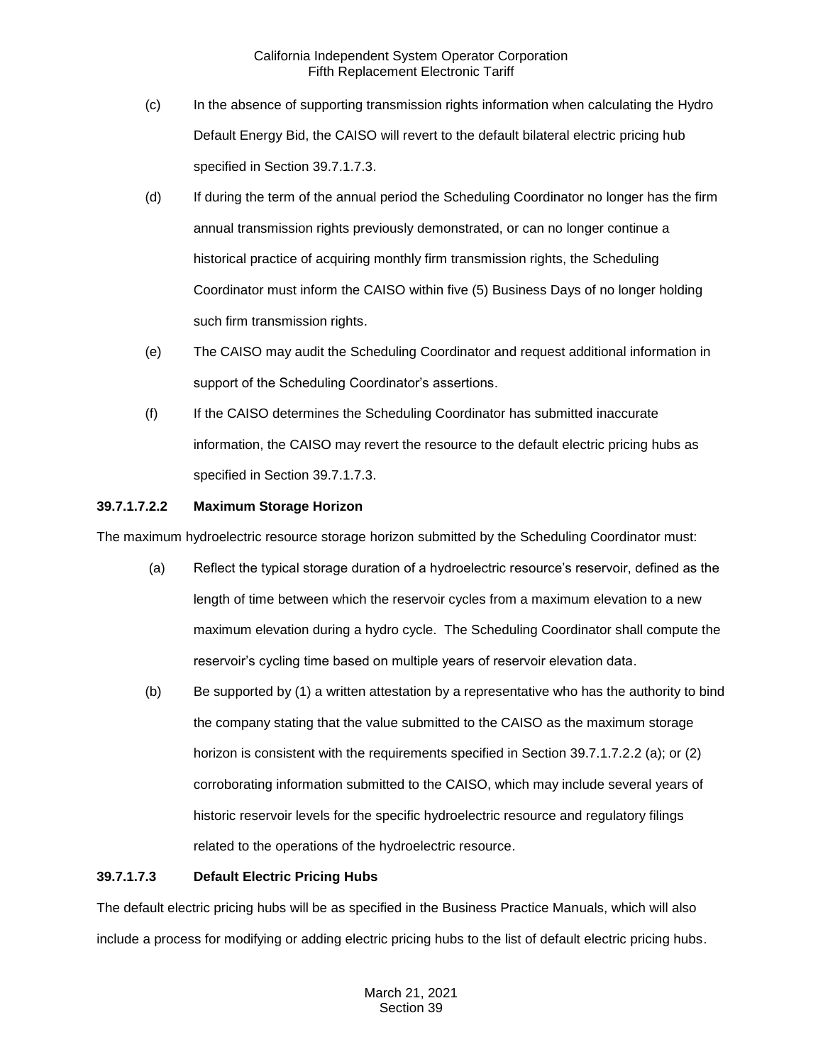(c) In the absence of supporting transmission rights information when calculating the Hydro Default Energy Bid, the CAISO will revert to the default bilateral electric pricing hub specified in Section 39.7.1.7.3.

(d) If during the term of the annual period the Scheduling Coordinator no longer has the firm annual transmission rights previously demonstrated, or can no longer continue a historical practice of acquiring monthly firm transmission rights, the Scheduling Coordinator must inform the CAISO within five (5) Business Days of no longer holding such firm transmission rights.

(e) The CAISO may audit the Scheduling Coordinator and request additional information in support of the Scheduling Coordinator's assertions.

(f) If the CAISO determines the Scheduling Coordinator has submitted inaccurate information, the CAISO may revert the resource to the default electric pricing hubs as specified in Section 39.7.1.7.3.

**39.7.1.7.2.2 Maximum Storage Horizon**

The maximum hydroelectric resource storage horizon submitted by the Scheduling Coordinator must:

(a) Reflect the typical storage duration of a hydroelectric resource's reservoir, defined as the length of time between which the reservoir cycles from a maximum elevation to a new maximum elevation during a hydro cycle. The Scheduling Coordinator shall compute the reservoir's cycling time based on multiple years of reservoir elevation data.

(b) Be supported by (1) a written attestation by a representative who has the authority to bind the company stating that the value submitted to the CAISO as the maximum storage horizon is consistent with the requirements specified in Section 39.7.1.7.2.2 (a); or (2) corroborating information submitted to the CAISO, which may include several years of historic reservoir levels for the specific hydroelectric resource and regulatory filings related to the operations of the hydroelectric resource.

**39.7.1.7.3 Default Electric Pricing Hubs**

The default electric pricing hubs will be as specified in the Business Practice Manuals, which will also include a process for modifying or adding electric pricing hubs to the list of default electric pricing hubs.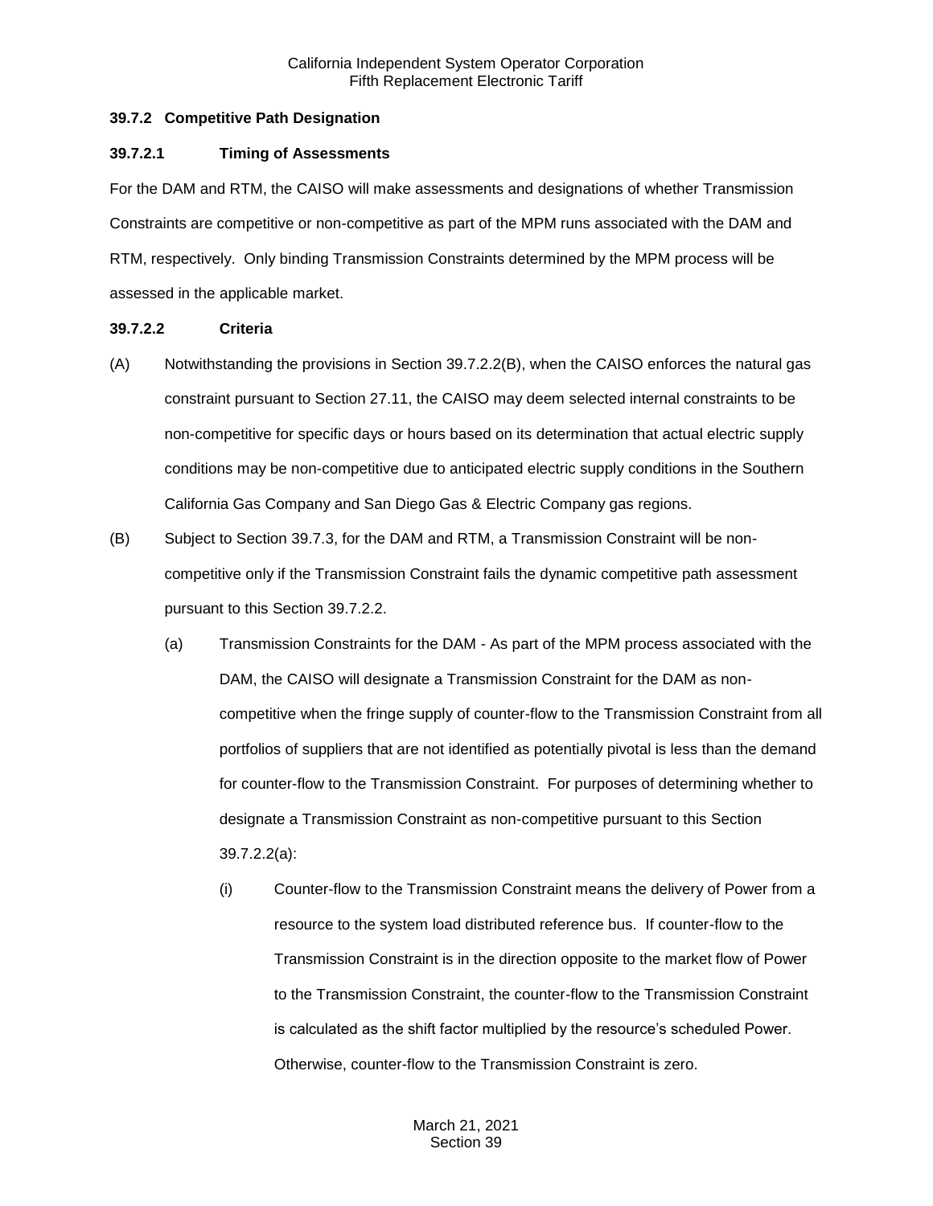### 39.7.2 Competitive Path Designation

#### 39.7.2.1 Timing of Assessments

For the DAM and RTM, the CAISO will make assessments and designations of whether Transmission Constraints are competitive or non-competitive as part of the MPM runs associated with the DAM and RTM, respectively. Only binding Transmission Constraints determined by the MPM process will be assessed in the applicable market.

#### 39.7.2.2 Criteria

(A) Notwithstanding the provisions in Section 39.7.2.2(B), when the CAISO enforces the natural gas constraint pursuant to Section 27.11, the CAISO may deem selected internal constraints to be non-competitive for specific days or hours based on its determination that actual electric supply conditions may be non-competitive due to anticipated electric supply conditions in the Southern California Gas Company and San Diego Gas & Electric Company gas regions.

(B) Subject to Section 39.7.3, for the DAM and RTM, a Transmission Constraint will be non-competitive only if the Transmission Constraint fails the dynamic competitive path assessment pursuant to this Section 39.7.2.2.

(a) Transmission Constraints for the DAM - As part of the MPM process associated with the DAM, the CAISO will designate a Transmission Constraint for the DAM as non-competitive when the fringe supply of counter-flow to the Transmission Constraint from all portfolios of suppliers that are not identified as potentially pivotal is less than the demand for counter-flow to the Transmission Constraint. For purposes of determining whether to designate a Transmission Constraint as non-competitive pursuant to this Section 39.7.2.2(a):

(i) Counter-flow to the Transmission Constraint means the delivery of Power from a resource to the system load distributed reference bus. If counter-flow to the Transmission Constraint is in the direction opposite to the market flow of Power to the Transmission Constraint, the counter-flow to the Transmission Constraint is calculated as the shift factor multiplied by the resource's scheduled Power. Otherwise, counter-flow to the Transmission Constraint is zero.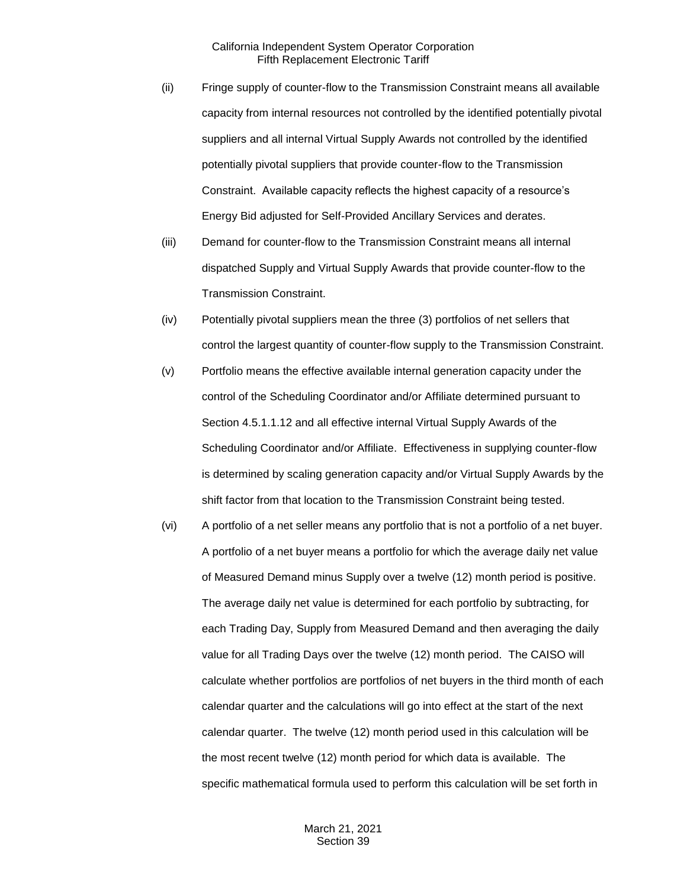(ii) Fringe supply of counter-flow to the Transmission Constraint means all available capacity from internal resources not controlled by the identified potentially pivotal suppliers and all internal Virtual Supply Awards not controlled by the identified potentially pivotal suppliers that provide counter-flow to the Transmission Constraint. Available capacity reflects the highest capacity of a resource's Energy Bid adjusted for Self-Provided Ancillary Services and derates.

(iii) Demand for counter-flow to the Transmission Constraint means all internal dispatched Supply and Virtual Supply Awards that provide counter-flow to the Transmission Constraint.

(iv) Potentially pivotal suppliers mean the three (3) portfolios of net sellers that control the largest quantity of counter-flow supply to the Transmission Constraint.

(v) Portfolio means the effective available internal generation capacity under the control of the Scheduling Coordinator and/or Affiliate determined pursuant to Section 4.5.1.1.12 and all effective internal Virtual Supply Awards of the Scheduling Coordinator and/or Affiliate. Effectiveness in supplying counter-flow is determined by scaling generation capacity and/or Virtual Supply Awards by the shift factor from that location to the Transmission Constraint being tested.

(vi) A portfolio of a net seller means any portfolio that is not a portfolio of a net buyer. A portfolio of a net buyer means a portfolio for which the average daily net value of Measured Demand minus Supply over a twelve (12) month period is positive. The average daily net value is determined for each portfolio by subtracting, for each Trading Day, Supply from Measured Demand and then averaging the daily value for all Trading Days over the twelve (12) month period. The CAISO will calculate whether portfolios are portfolios of net buyers in the third month of each calendar quarter and the calculations will go into effect at the start of the next calendar quarter. The twelve (12) month period used in this calculation will be the most recent twelve (12) month period for which data is available. The specific mathematical formula used to perform this calculation will be set forth in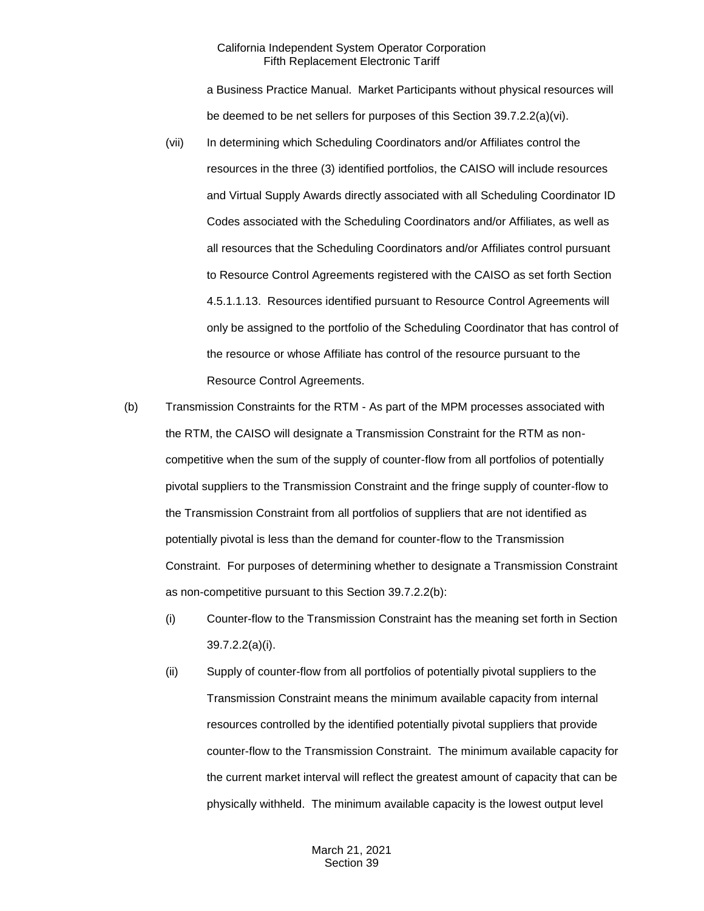a Business Practice Manual. Market Participants without physical resources will be deemed to be net sellers for purposes of this Section 39.7.2.2(a)(vi).

(vii) In determining which Scheduling Coordinators and/or Affiliates control the resources in the three (3) identified portfolios, the CAISO will include resources and Virtual Supply Awards directly associated with all Scheduling Coordinator ID Codes associated with the Scheduling Coordinators and/or Affiliates, as well as all resources that the Scheduling Coordinators and/or Affiliates control pursuant to Resource Control Agreements registered with the CAISO as set forth Section 4.5.1.1.13. Resources identified pursuant to Resource Control Agreements will only be assigned to the portfolio of the Scheduling Coordinator that has control of the resource or whose Affiliate has control of the resource pursuant to the Resource Control Agreements.

(b) Transmission Constraints for the RTM - As part of the MPM processes associated with the RTM, the CAISO will designate a Transmission Constraint for the RTM as non-competitive when the sum of the supply of counter-flow from all portfolios of potentially pivotal suppliers to the Transmission Constraint and the fringe supply of counter-flow to the Transmission Constraint from all portfolios of suppliers that are not identified as potentially pivotal is less than the demand for counter-flow to the Transmission Constraint. For purposes of determining whether to designate a Transmission Constraint as non-competitive pursuant to this Section 39.7.2.2(b):

(i) Counter-flow to the Transmission Constraint has the meaning set forth in Section 39.7.2.2(a)(i).

(ii) Supply of counter-flow from all portfolios of potentially pivotal suppliers to the Transmission Constraint means the minimum available capacity from internal resources controlled by the identified potentially pivotal suppliers that provide counter-flow to the Transmission Constraint. The minimum available capacity for the current market interval will reflect the greatest amount of capacity that can be physically withheld. The minimum available capacity is the lowest output level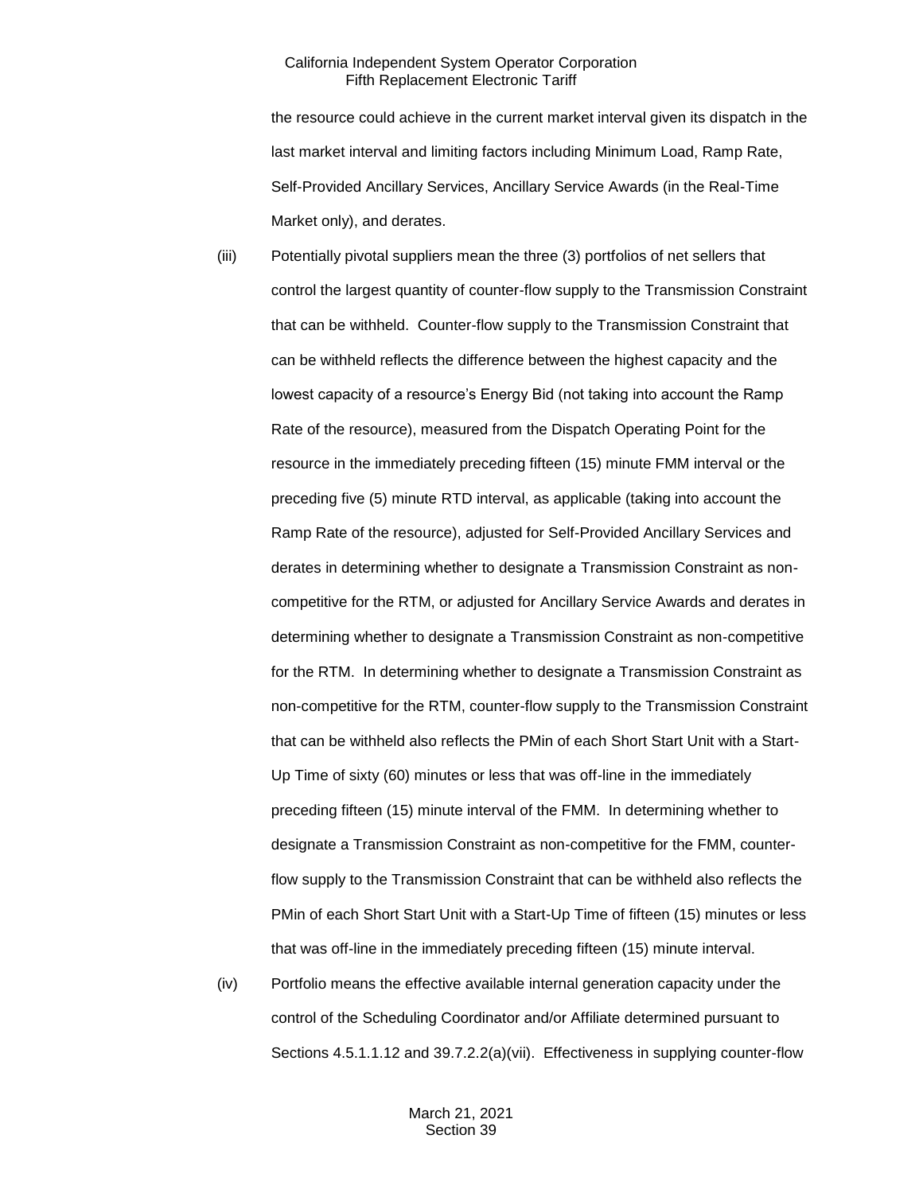the resource could achieve in the current market interval given its dispatch in the last market interval and limiting factors including Minimum Load, Ramp Rate, Self-Provided Ancillary Services, Ancillary Service Awards (in the Real-Time Market only), and derates.

(iii) Potentially pivotal suppliers mean the three (3) portfolios of net sellers that control the largest quantity of counter-flow supply to the Transmission Constraint that can be withheld. Counter-flow supply to the Transmission Constraint that can be withheld reflects the difference between the highest capacity and the lowest capacity of a resource's Energy Bid (not taking into account the Ramp Rate of the resource), measured from the Dispatch Operating Point for the resource in the immediately preceding fifteen (15) minute FMM interval or the preceding five (5) minute RTD interval, as applicable (taking into account the Ramp Rate of the resource), adjusted for Self-Provided Ancillary Services and derates in determining whether to designate a Transmission Constraint as non-competitive for the RTM, or adjusted for Ancillary Service Awards and derates in determining whether to designate a Transmission Constraint as non-competitive for the RTM. In determining whether to designate a Transmission Constraint as non-competitive for the RTM, counter-flow supply to the Transmission Constraint that can be withheld also reflects the PMin of each Short Start Unit with a Start-Up Time of sixty (60) minutes or less that was off-line in the immediately preceding fifteen (15) minute interval of the FMM. In determining whether to designate a Transmission Constraint as non-competitive for the FMM, counter-flow supply to the Transmission Constraint that can be withheld also reflects the PMin of each Short Start Unit with a Start-Up Time of fifteen (15) minutes or less that was off-line in the immediately preceding fifteen (15) minute interval.

(iv) Portfolio means the effective available internal generation capacity under the control of the Scheduling Coordinator and/or Affiliate determined pursuant to Sections 4.5.1.1.12 and 39.7.2.2(a)(vii). Effectiveness in supplying counter-flow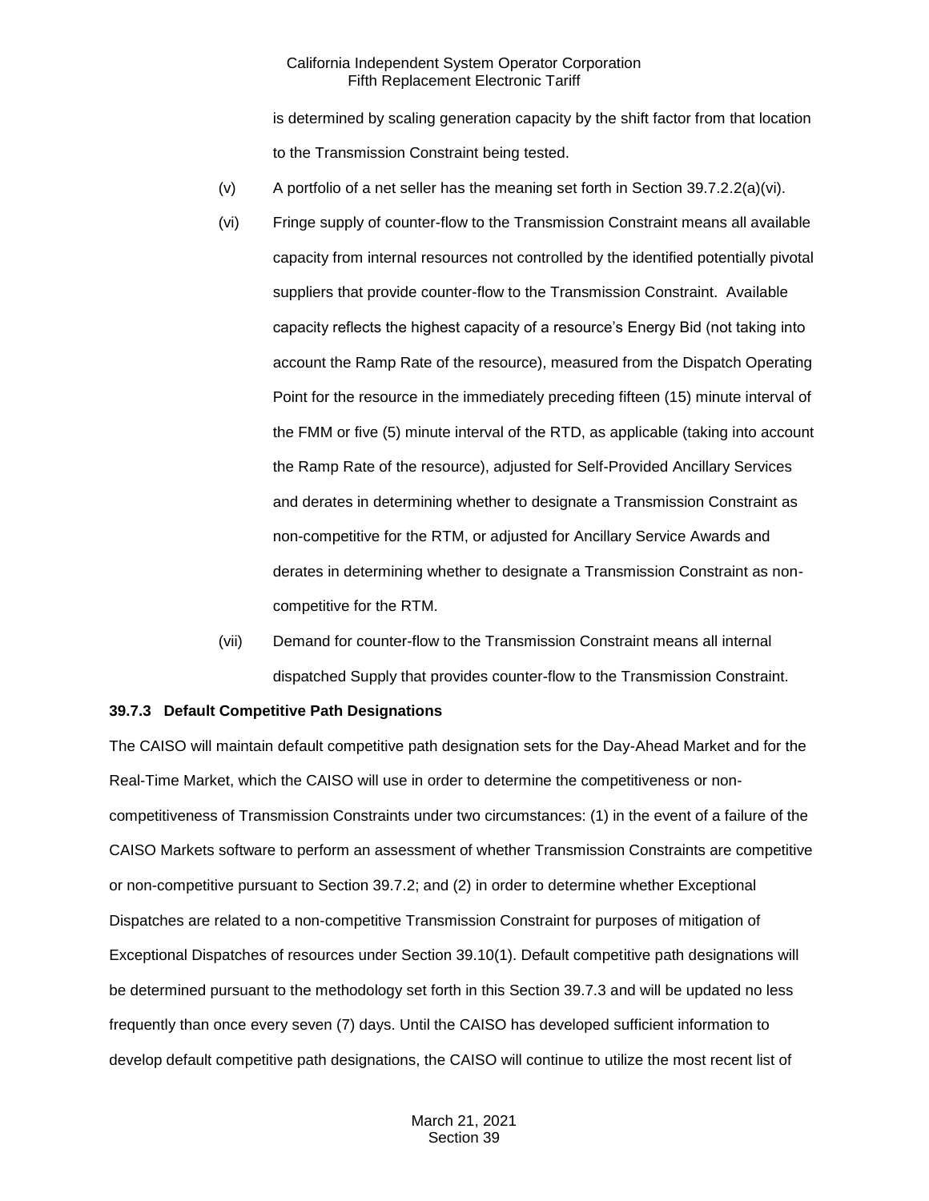is determined by scaling generation capacity by the shift factor from that location to the Transmission Constraint being tested.

(v) A portfolio of a net seller has the meaning set forth in Section 39.7.2.2(a)(vi).

(vi) Fringe supply of counter-flow to the Transmission Constraint means all available capacity from internal resources not controlled by the identified potentially pivotal suppliers that provide counter-flow to the Transmission Constraint. Available capacity reflects the highest capacity of a resource's Energy Bid (not taking into account the Ramp Rate of the resource), measured from the Dispatch Operating Point for the resource in the immediately preceding fifteen (15) minute interval of the FMM or five (5) minute interval of the RTD, as applicable (taking into account the Ramp Rate of the resource), adjusted for Self-Provided Ancillary Services and derates in determining whether to designate a Transmission Constraint as non-competitive for the RTM, or adjusted for Ancillary Service Awards and derates in determining whether to designate a Transmission Constraint as non-competitive for the RTM.

(vii) Demand for counter-flow to the Transmission Constraint means all internal dispatched Supply that provides counter-flow to the Transmission Constraint.

**39.7.3 Default Competitive Path Designations**

The CAISO will maintain default competitive path designation sets for the Day-Ahead Market and for the Real-Time Market, which the CAISO will use in order to determine the competitiveness or non-competitiveness of Transmission Constraints under two circumstances: (1) in the event of a failure of the CAISO Markets software to perform an assessment of whether Transmission Constraints are competitive or non-competitive pursuant to Section 39.7.2; and (2) in order to determine whether Exceptional Dispatches are related to a non-competitive Transmission Constraint for purposes of mitigation of Exceptional Dispatches of resources under Section 39.10(1). Default competitive path designations will be determined pursuant to the methodology set forth in this Section 39.7.3 and will be updated no less frequently than once every seven (7) days. Until the CAISO has developed sufficient information to develop default competitive path designations, the CAISO will continue to utilize the most recent list of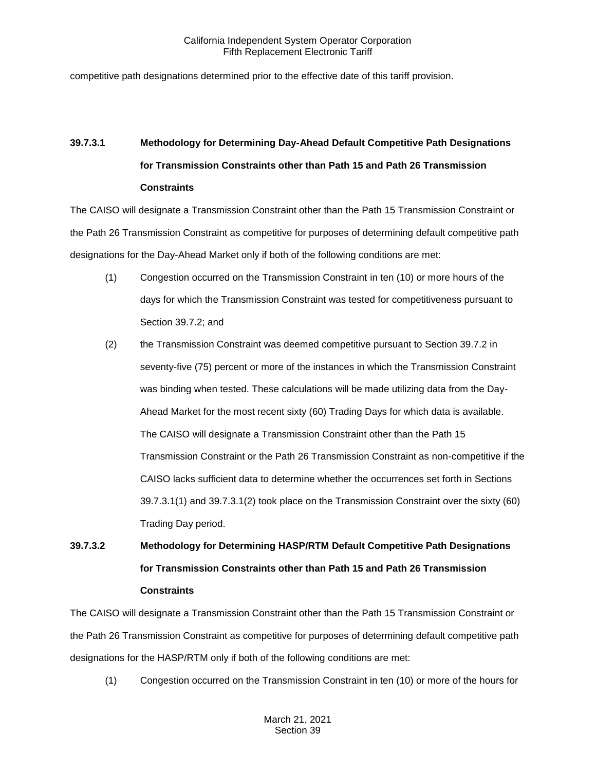competitive path designations determined prior to the effective date of this tariff provision.

### 39.7.3.1 Methodology for Determining Day-Ahead Default Competitive Path Designations for Transmission Constraints other than Path 15 and Path 26 Transmission Constraints

The CAISO will designate a Transmission Constraint other than the Path 15 Transmission Constraint or the Path 26 Transmission Constraint as competitive for purposes of determining default competitive path designations for the Day-Ahead Market only if both of the following conditions are met:

(1) Congestion occurred on the Transmission Constraint in ten (10) or more hours of the days for which the Transmission Constraint was tested for competitiveness pursuant to Section 39.7.2; and

(2) the Transmission Constraint was deemed competitive pursuant to Section 39.7.2 in seventy-five (75) percent or more of the instances in which the Transmission Constraint was binding when tested. These calculations will be made utilizing data from the Day-Ahead Market for the most recent sixty (60) Trading Days for which data is available. The CAISO will designate a Transmission Constraint other than the Path 15 Transmission Constraint or the Path 26 Transmission Constraint as non-competitive if the CAISO lacks sufficient data to determine whether the occurrences set forth in Sections 39.7.3.1(1) and 39.7.3.1(2) took place on the Transmission Constraint over the sixty (60) Trading Day period.

### 39.7.3.2 Methodology for Determining HASP/RTM Default Competitive Path Designations for Transmission Constraints other than Path 15 and Path 26 Transmission Constraints

The CAISO will designate a Transmission Constraint other than the Path 15 Transmission Constraint or the Path 26 Transmission Constraint as competitive for purposes of determining default competitive path designations for the HASP/RTM only if both of the following conditions are met:

(1) Congestion occurred on the Transmission Constraint in ten (10) or more of the hours for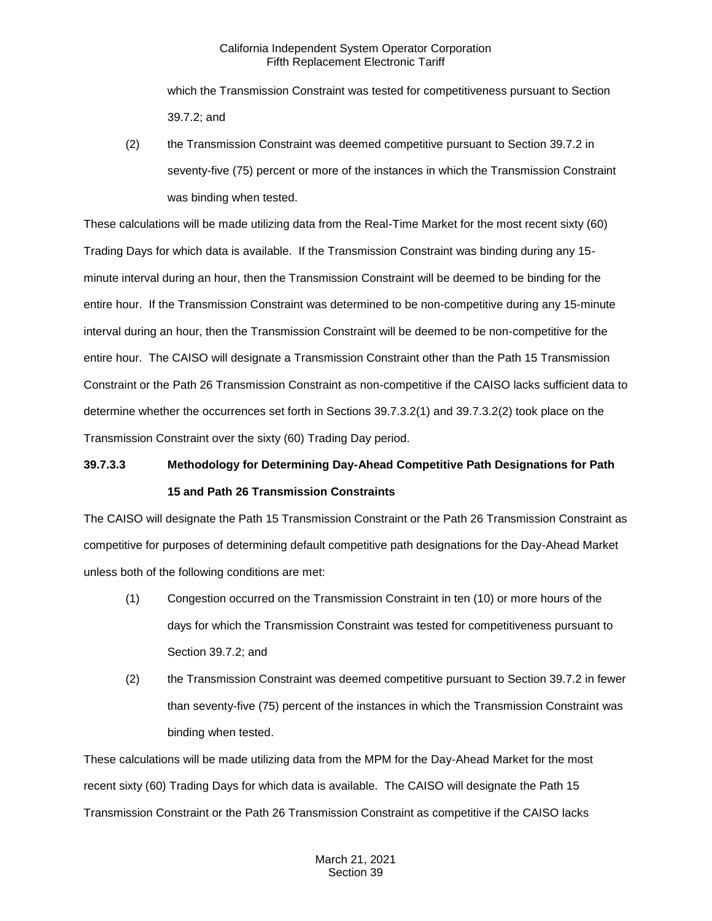which the Transmission Constraint was tested for competitiveness pursuant to Section 39.7.2; and

(2) the Transmission Constraint was deemed competitive pursuant to Section 39.7.2 in seventy-five (75) percent or more of the instances in which the Transmission Constraint was binding when tested.

These calculations will be made utilizing data from the Real-Time Market for the most recent sixty (60) Trading Days for which data is available. If the Transmission Constraint was binding during any 15-minute interval during an hour, then the Transmission Constraint will be deemed to be binding for the entire hour. If the Transmission Constraint was determined to be non-competitive during any 15-minute interval during an hour, then the Transmission Constraint will be deemed to be non-competitive for the entire hour. The CAISO will designate a Transmission Constraint other than the Path 15 Transmission Constraint or the Path 26 Transmission Constraint as non-competitive if the CAISO lacks sufficient data to determine whether the occurrences set forth in Sections 39.7.3.2(1) and 39.7.3.2(2) took place on the Transmission Constraint over the sixty (60) Trading Day period.

**39.7.3.3 Methodology for Determining Day-Ahead Competitive Path Designations for Path 15 and Path 26 Transmission Constraints**

The CAISO will designate the Path 15 Transmission Constraint or the Path 26 Transmission Constraint as competitive for purposes of determining default competitive path designations for the Day-Ahead Market unless both of the following conditions are met:

(1) Congestion occurred on the Transmission Constraint in ten (10) or more hours of the days for which the Transmission Constraint was tested for competitiveness pursuant to Section 39.7.2; and

(2) the Transmission Constraint was deemed competitive pursuant to Section 39.7.2 in fewer than seventy-five (75) percent of the instances in which the Transmission Constraint was binding when tested.

These calculations will be made utilizing data from the MPM for the Day-Ahead Market for the most recent sixty (60) Trading Days for which data is available. The CAISO will designate the Path 15 Transmission Constraint or the Path 26 Transmission Constraint as competitive if the CAISO lacks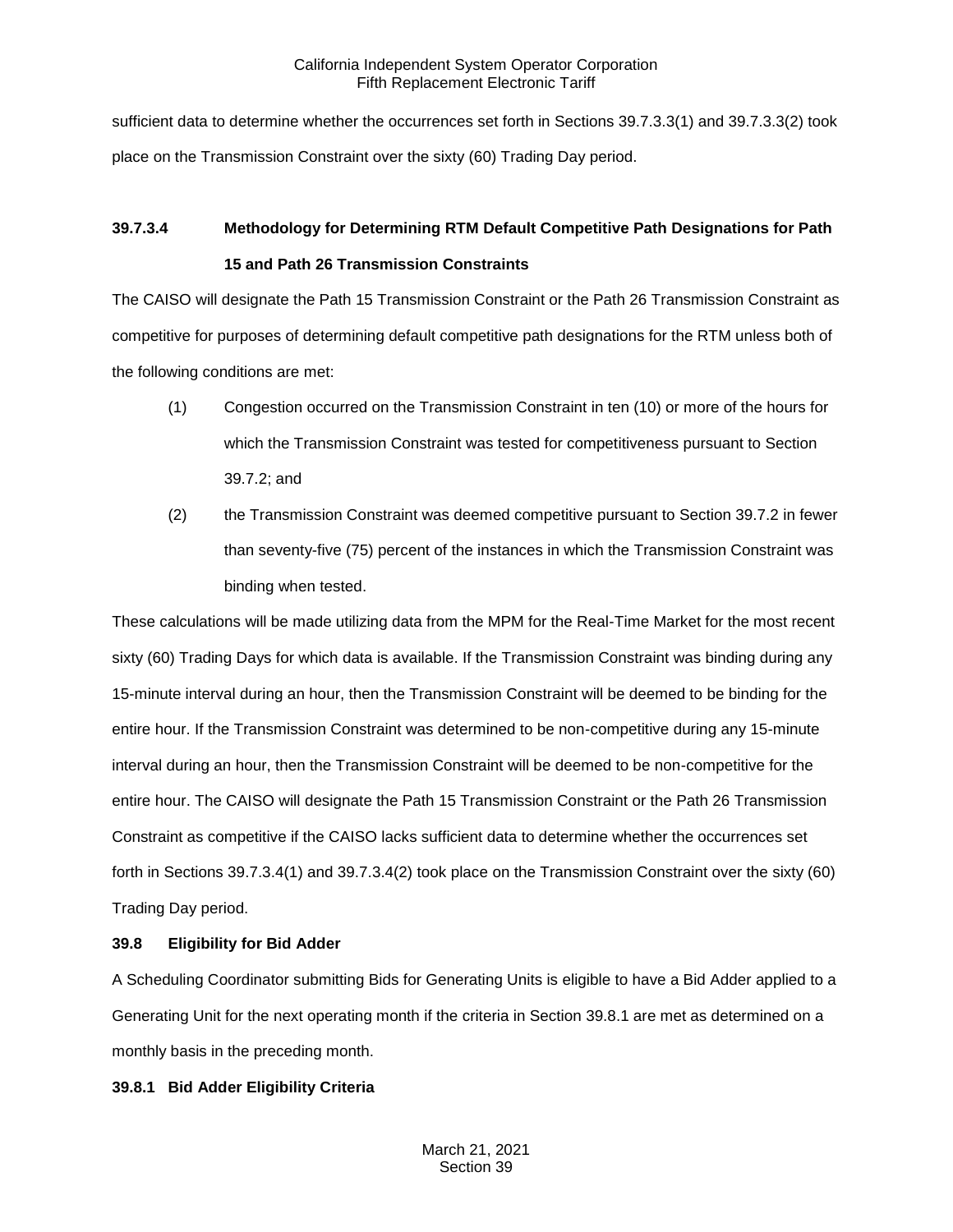sufficient data to determine whether the occurrences set forth in Sections 39.7.3.3(1) and 39.7.3.3(2) took place on the Transmission Constraint over the sixty (60) Trading Day period.

**39.7.3.4 Methodology for Determining RTM Default Competitive Path Designations for Path 15 and Path 26 Transmission Constraints**

The CAISO will designate the Path 15 Transmission Constraint or the Path 26 Transmission Constraint as competitive for purposes of determining default competitive path designations for the RTM unless both of the following conditions are met:

(1) Congestion occurred on the Transmission Constraint in ten (10) or more of the hours for which the Transmission Constraint was tested for competitiveness pursuant to Section 39.7.2; and

(2) the Transmission Constraint was deemed competitive pursuant to Section 39.7.2 in fewer than seventy-five (75) percent of the instances in which the Transmission Constraint was binding when tested.

These calculations will be made utilizing data from the MPM for the Real-Time Market for the most recent sixty (60) Trading Days for which data is available. If the Transmission Constraint was binding during any 15-minute interval during an hour, then the Transmission Constraint will be deemed to be binding for the entire hour. If the Transmission Constraint was determined to be non-competitive during any 15-minute interval during an hour, then the Transmission Constraint will be deemed to be non-competitive for the entire hour. The CAISO will designate the Path 15 Transmission Constraint or the Path 26 Transmission Constraint as competitive if the CAISO lacks sufficient data to determine whether the occurrences set forth in Sections 39.7.3.4(1) and 39.7.3.4(2) took place on the Transmission Constraint over the sixty (60) Trading Day period.

**39.8 Eligibility for Bid Adder**

A Scheduling Coordinator submitting Bids for Generating Units is eligible to have a Bid Adder applied to a Generating Unit for the next operating month if the criteria in Section 39.8.1 are met as determined on a monthly basis in the preceding month.

**39.8.1 Bid Adder Eligibility Criteria**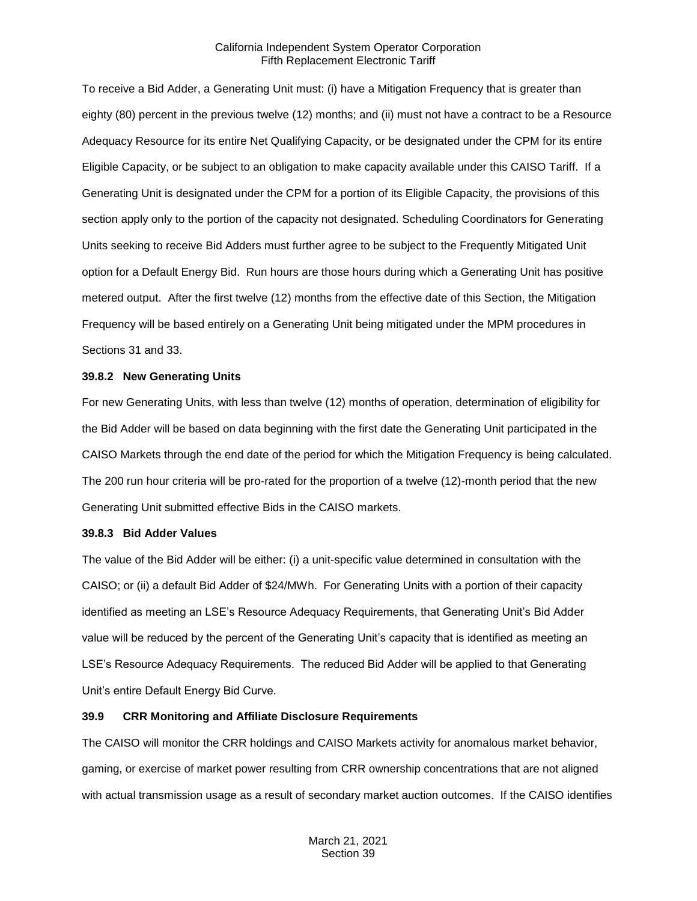To receive a Bid Adder, a Generating Unit must: (i) have a Mitigation Frequency that is greater than eighty (80) percent in the previous twelve (12) months; and (ii) must not have a contract to be a Resource Adequacy Resource for its entire Net Qualifying Capacity, or be designated under the CPM for its entire Eligible Capacity, or be subject to an obligation to make capacity available under this CAISO Tariff. If a Generating Unit is designated under the CPM for a portion of its Eligible Capacity, the provisions of this section apply only to the portion of the capacity not designated. Scheduling Coordinators for Generating Units seeking to receive Bid Adders must further agree to be subject to the Frequently Mitigated Unit option for a Default Energy Bid. Run hours are those hours during which a Generating Unit has positive metered output. After the first twelve (12) months from the effective date of this Section, the Mitigation Frequency will be based entirely on a Generating Unit being mitigated under the MPM procedures in Sections 31 and 33.

### 39.8.2 New Generating Units

For new Generating Units, with less than twelve (12) months of operation, determination of eligibility for the Bid Adder will be based on data beginning with the first date the Generating Unit participated in the CAISO Markets through the end date of the period for which the Mitigation Frequency is being calculated. The 200 run hour criteria will be pro-rated for the proportion of a twelve (12)-month period that the new Generating Unit submitted effective Bids in the CAISO markets.

### 39.8.3 Bid Adder Values

The value of the Bid Adder will be either: (i) a unit-specific value determined in consultation with the CAISO; or (ii) a default Bid Adder of $24/MWh. For Generating Units with a portion of their capacity identified as meeting an LSE's Resource Adequacy Requirements, that Generating Unit's Bid Adder value will be reduced by the percent of the Generating Unit's capacity that is identified as meeting an LSE's Resource Adequacy Requirements. The reduced Bid Adder will be applied to that Generating Unit's entire Default Energy Bid Curve.

## 39.9 CRR Monitoring and Affiliate Disclosure Requirements

The CAISO will monitor the CRR holdings and CAISO Markets activity for anomalous market behavior, gaming, or exercise of market power resulting from CRR ownership concentrations that are not aligned with actual transmission usage as a result of secondary market auction outcomes. If the CAISO identifies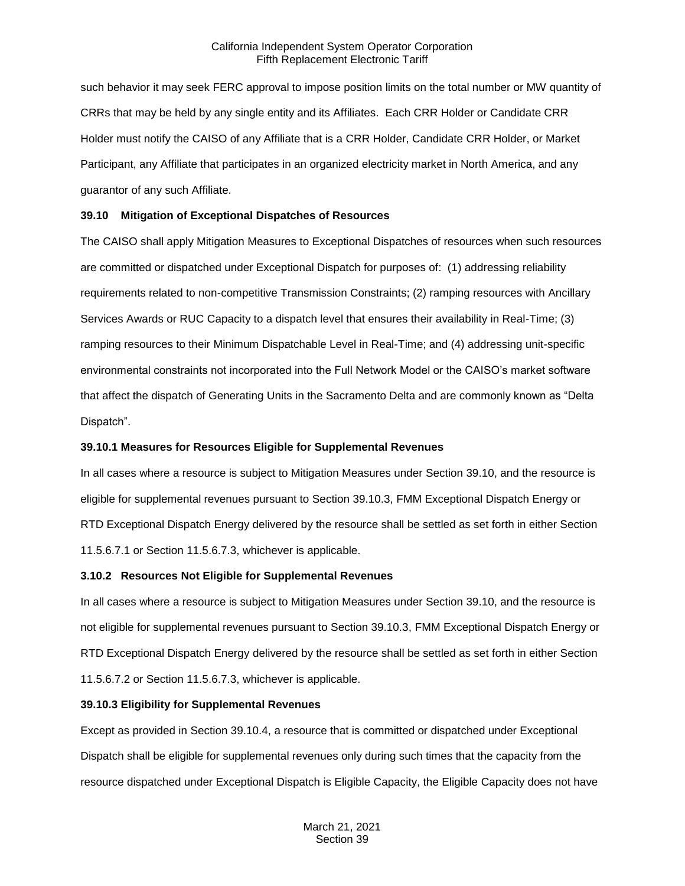such behavior it may seek FERC approval to impose position limits on the total number or MW quantity of CRRs that may be held by any single entity and its Affiliates. Each CRR Holder or Candidate CRR Holder must notify the CAISO of any Affiliate that is a CRR Holder, Candidate CRR Holder, or Market Participant, any Affiliate that participates in an organized electricity market in North America, and any guarantor of any such Affiliate.

**39.10 Mitigation of Exceptional Dispatches of Resources**

The CAISO shall apply Mitigation Measures to Exceptional Dispatches of resources when such resources are committed or dispatched under Exceptional Dispatch for purposes of: (1) addressing reliability requirements related to non-competitive Transmission Constraints; (2) ramping resources with Ancillary Services Awards or RUC Capacity to a dispatch level that ensures their availability in Real-Time; (3) ramping resources to their Minimum Dispatchable Level in Real-Time; and (4) addressing unit-specific environmental constraints not incorporated into the Full Network Model or the CAISO's market software that affect the dispatch of Generating Units in the Sacramento Delta and are commonly known as "Delta Dispatch".

**39.10.1 Measures for Resources Eligible for Supplemental Revenues**

In all cases where a resource is subject to Mitigation Measures under Section 39.10, and the resource is eligible for supplemental revenues pursuant to Section 39.10.3, FMM Exceptional Dispatch Energy or RTD Exceptional Dispatch Energy delivered by the resource shall be settled as set forth in either Section 11.5.6.7.1 or Section 11.5.6.7.3, whichever is applicable.

**3.10.2 Resources Not Eligible for Supplemental Revenues**

In all cases where a resource is subject to Mitigation Measures under Section 39.10, and the resource is not eligible for supplemental revenues pursuant to Section 39.10.3, FMM Exceptional Dispatch Energy or RTD Exceptional Dispatch Energy delivered by the resource shall be settled as set forth in either Section 11.5.6.7.2 or Section 11.5.6.7.3, whichever is applicable.

**39.10.3 Eligibility for Supplemental Revenues**

Except as provided in Section 39.10.4, a resource that is committed or dispatched under Exceptional Dispatch shall be eligible for supplemental revenues only during such times that the capacity from the resource dispatched under Exceptional Dispatch is Eligible Capacity, the Eligible Capacity does not have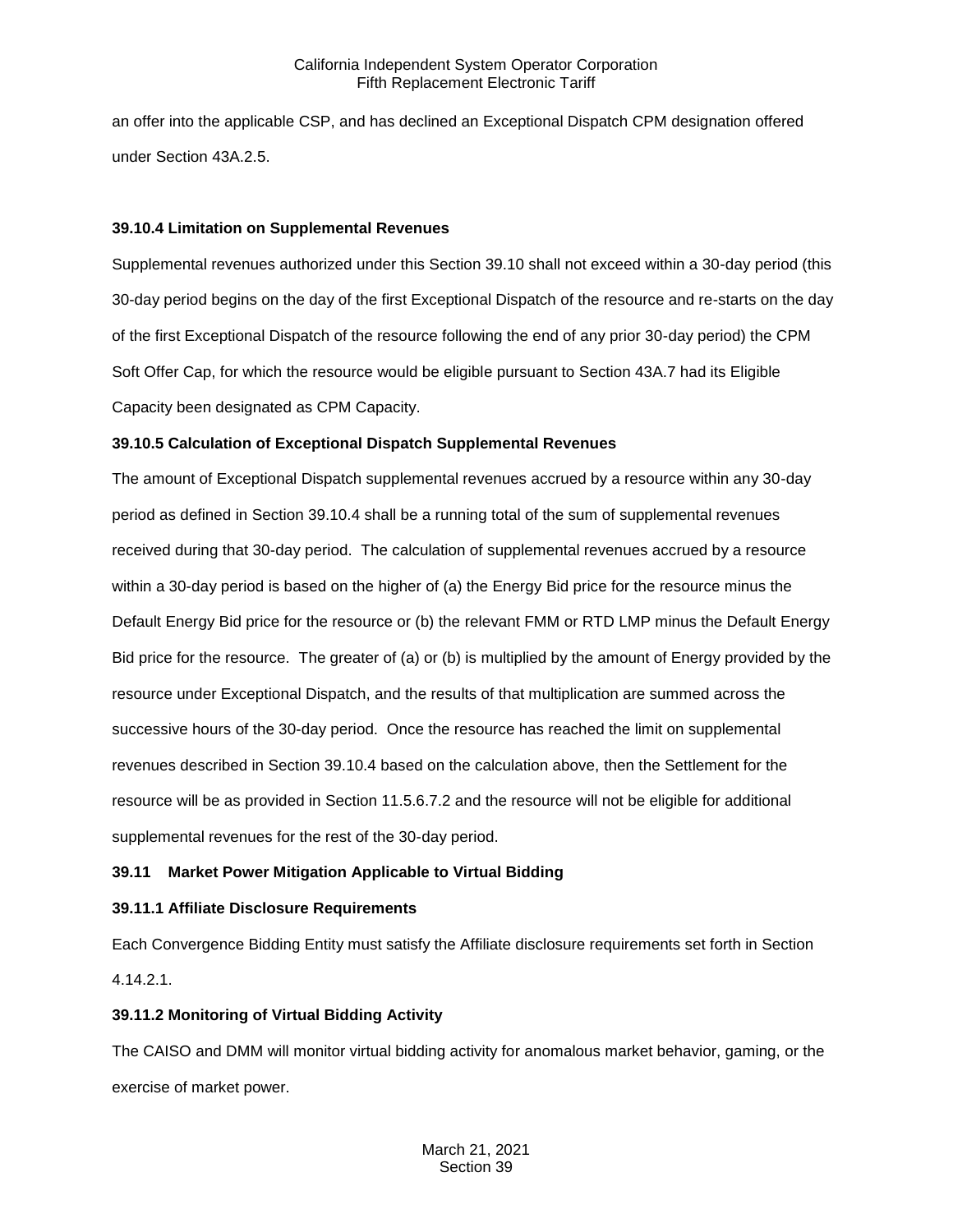an offer into the applicable CSP, and has declined an Exceptional Dispatch CPM designation offered under Section 43A.2.5.

**39.10.4 Limitation on Supplemental Revenues**

Supplemental revenues authorized under this Section 39.10 shall not exceed within a 30-day period (this 30-day period begins on the day of the first Exceptional Dispatch of the resource and re-starts on the day of the first Exceptional Dispatch of the resource following the end of any prior 30-day period) the CPM Soft Offer Cap, for which the resource would be eligible pursuant to Section 43A.7 had its Eligible Capacity been designated as CPM Capacity.

**39.10.5 Calculation of Exceptional Dispatch Supplemental Revenues**

The amount of Exceptional Dispatch supplemental revenues accrued by a resource within any 30-day period as defined in Section 39.10.4 shall be a running total of the sum of supplemental revenues received during that 30-day period. The calculation of supplemental revenues accrued by a resource within a 30-day period is based on the higher of (a) the Energy Bid price for the resource minus the Default Energy Bid price for the resource or (b) the relevant FMM or RTD LMP minus the Default Energy Bid price for the resource. The greater of (a) or (b) is multiplied by the amount of Energy provided by the resource under Exceptional Dispatch, and the results of that multiplication are summed across the successive hours of the 30-day period. Once the resource has reached the limit on supplemental revenues described in Section 39.10.4 based on the calculation above, then the Settlement for the resource will be as provided in Section 11.5.6.7.2 and the resource will not be eligible for additional supplemental revenues for the rest of the 30-day period.

**39.11 Market Power Mitigation Applicable to Virtual Bidding**

**39.11.1 Affiliate Disclosure Requirements**

Each Convergence Bidding Entity must satisfy the Affiliate disclosure requirements set forth in Section 4.14.2.1.

**39.11.2 Monitoring of Virtual Bidding Activity**

The CAISO and DMM will monitor virtual bidding activity for anomalous market behavior, gaming, or the exercise of market power.